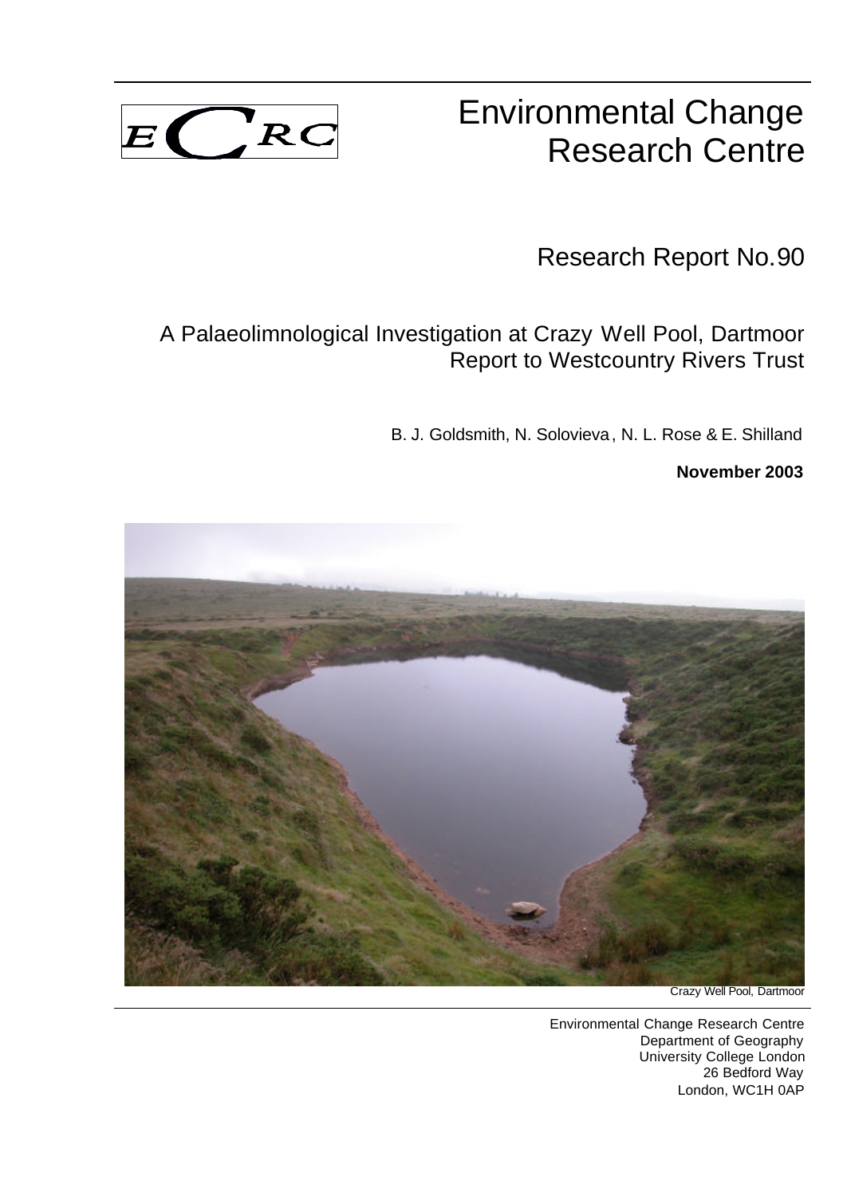ECRC

# Environmental Change Research Centre

## Research Report No.90

## A Palaeolimnological Investigation at Crazy Well Pool, Dartmoor
## Report to Westcountry Rivers Trust

B. J. Goldsmith, N. Solovieva, N. L. Rose & E. Shilland

**November 2003**

Crazy Well Pool, Dartmoor

Environmental Change Research Centre
Department of Geography
University College London
26 Bedford Way
London, WC1H 0AP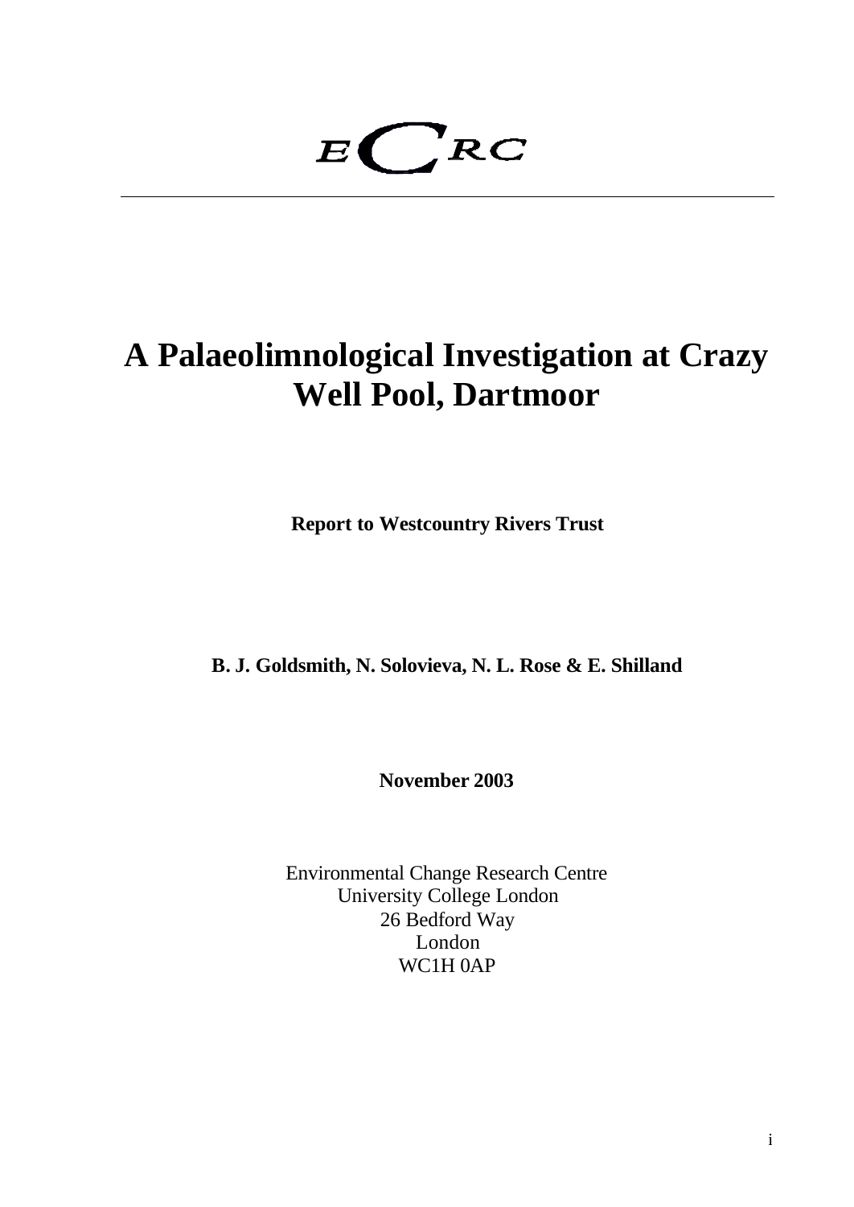ECRC

# A Palaeolimnological Investigation at Crazy Well Pool, Dartmoor

**Report to Westcountry Rivers Trust**

**B. J. Goldsmith, N. Solovieva, N. L. Rose & E. Shilland**

**November 2003**

Environmental Change Research Centre
University College London
26 Bedford Way
London
WC1H 0AP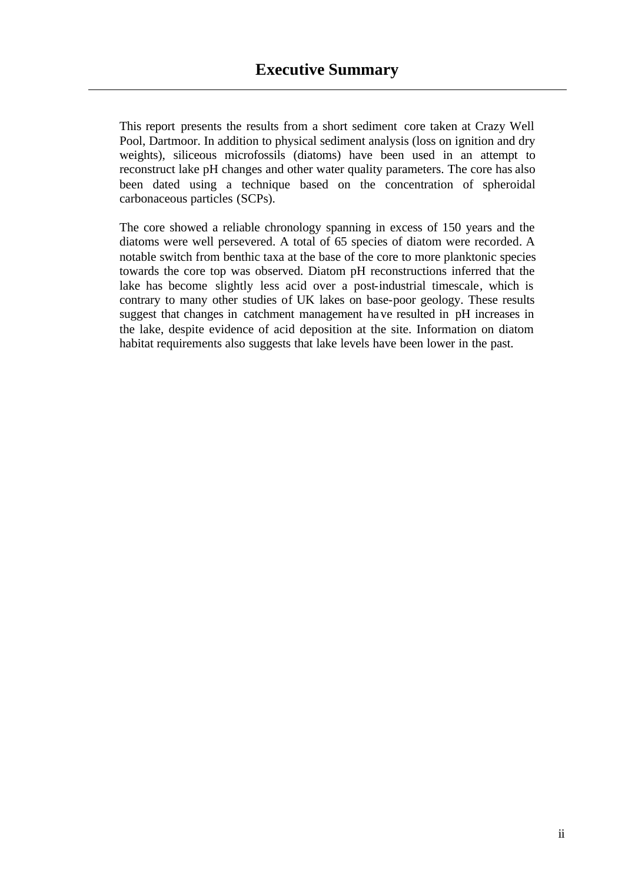# Executive Summary

This report presents the results from a short sediment core taken at Crazy Well Pool, Dartmoor. In addition to physical sediment analysis (loss on ignition and dry weights), siliceous microfossils (diatoms) have been used in an attempt to reconstruct lake pH changes and other water quality parameters. The core has also been dated using a technique based on the concentration of spheroidal carbonaceous particles (SCPs).

The core showed a reliable chronology spanning in excess of 150 years and the diatoms were well persevered. A total of 65 species of diatom were recorded. A notable switch from benthic taxa at the base of the core to more planktonic species towards the core top was observed. Diatom pH reconstructions inferred that the lake has become slightly less acid over a post-industrial timescale, which is contrary to many other studies of UK lakes on base-poor geology. These results suggest that changes in catchment management have resulted in pH increases in the lake, despite evidence of acid deposition at the site. Information on diatom habitat requirements also suggests that lake levels have been lower in the past.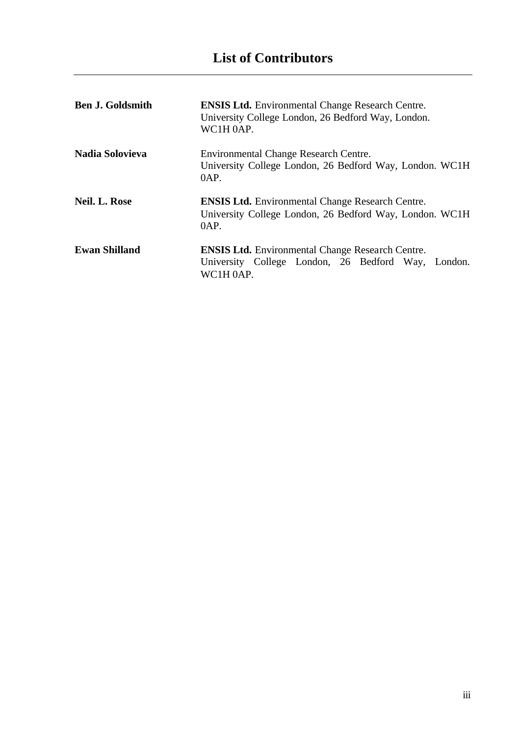# List of Contributors

---

| | |
|---|---|
| **Ben J. Goldsmith** | **ENSIS Ltd.** Environmental Change Research Centre. University College London, 26 Bedford Way, London. WC1H 0AP. |
| **Nadia Solovieva** | Environmental Change Research Centre. University College London, 26 Bedford Way, London. WC1H 0AP. |
| **Neil. L. Rose** | **ENSIS Ltd.** Environmental Change Research Centre. University College London, 26 Bedford Way, London. WC1H 0AP. |
| **Ewan Shilland** | **ENSIS Ltd.** Environmental Change Research Centre. University College London, 26 Bedford Way, London. WC1H 0AP. |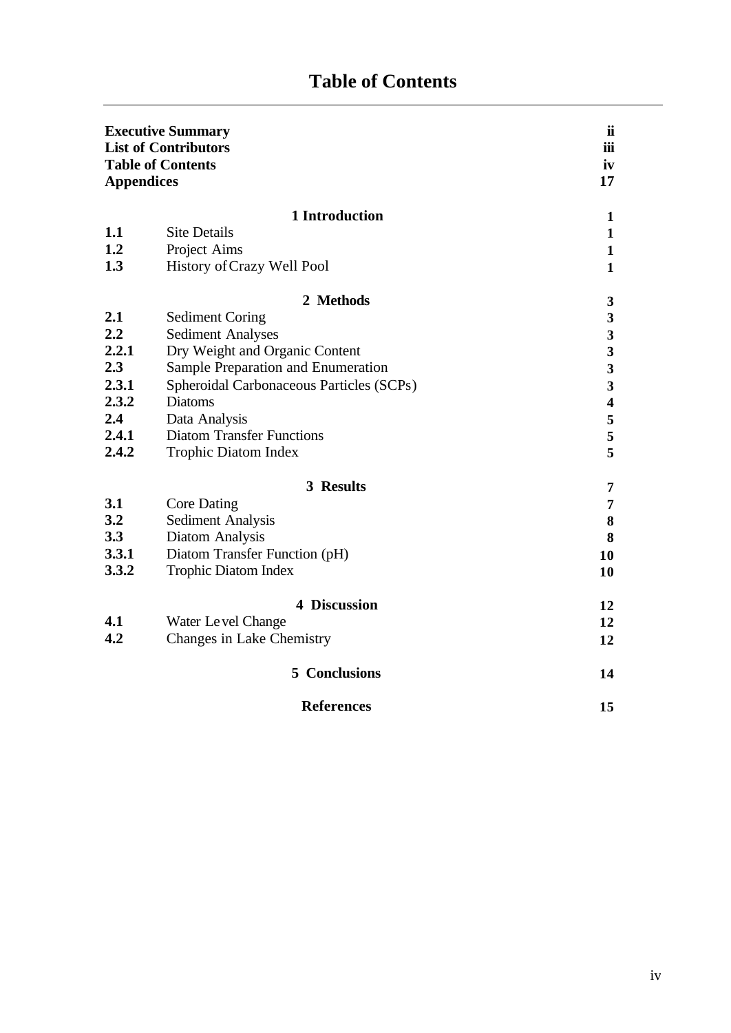# Table of Contents

| | | |
|---|---|---|
| **Executive Summary** | | **ii** |
| **List of Contributors** | | **iii** |
| **Table of Contents** | | **iv** |
| **Appendices** | | **17** |
| | **1 Introduction** | **1** |
| **1.1** | Site Details | **1** |
| **1.2** | Project Aims | **1** |
| **1.3** | History of Crazy Well Pool | **1** |
| | **2 Methods** | **3** |
| **2.1** | Sediment Coring | **3** |
| **2.2** | Sediment Analyses | **3** |
| **2.2.1** | Dry Weight and Organic Content | **3** |
| **2.3** | Sample Preparation and Enumeration | **3** |
| **2.3.1** | Spheroidal Carbonaceous Particles (SCPs) | **3** |
| **2.3.2** | Diatoms | **4** |
| **2.4** | Data Analysis | **5** |
| **2.4.1** | Diatom Transfer Functions | **5** |
| **2.4.2** | Trophic Diatom Index | **5** |
| | **3 Results** | **7** |
| **3.1** | Core Dating | **7** |
| **3.2** | Sediment Analysis | **8** |
| **3.3** | Diatom Analysis | **8** |
| **3.3.1** | Diatom Transfer Function (pH) | **10** |
| **3.3.2** | Trophic Diatom Index | **10** |
| | **4 Discussion** | **12** |
| **4.1** | Water Level Change | **12** |
| **4.2** | Changes in Lake Chemistry | **12** |
| | **5 Conclusions** | **14** |
| | **References** | **15** |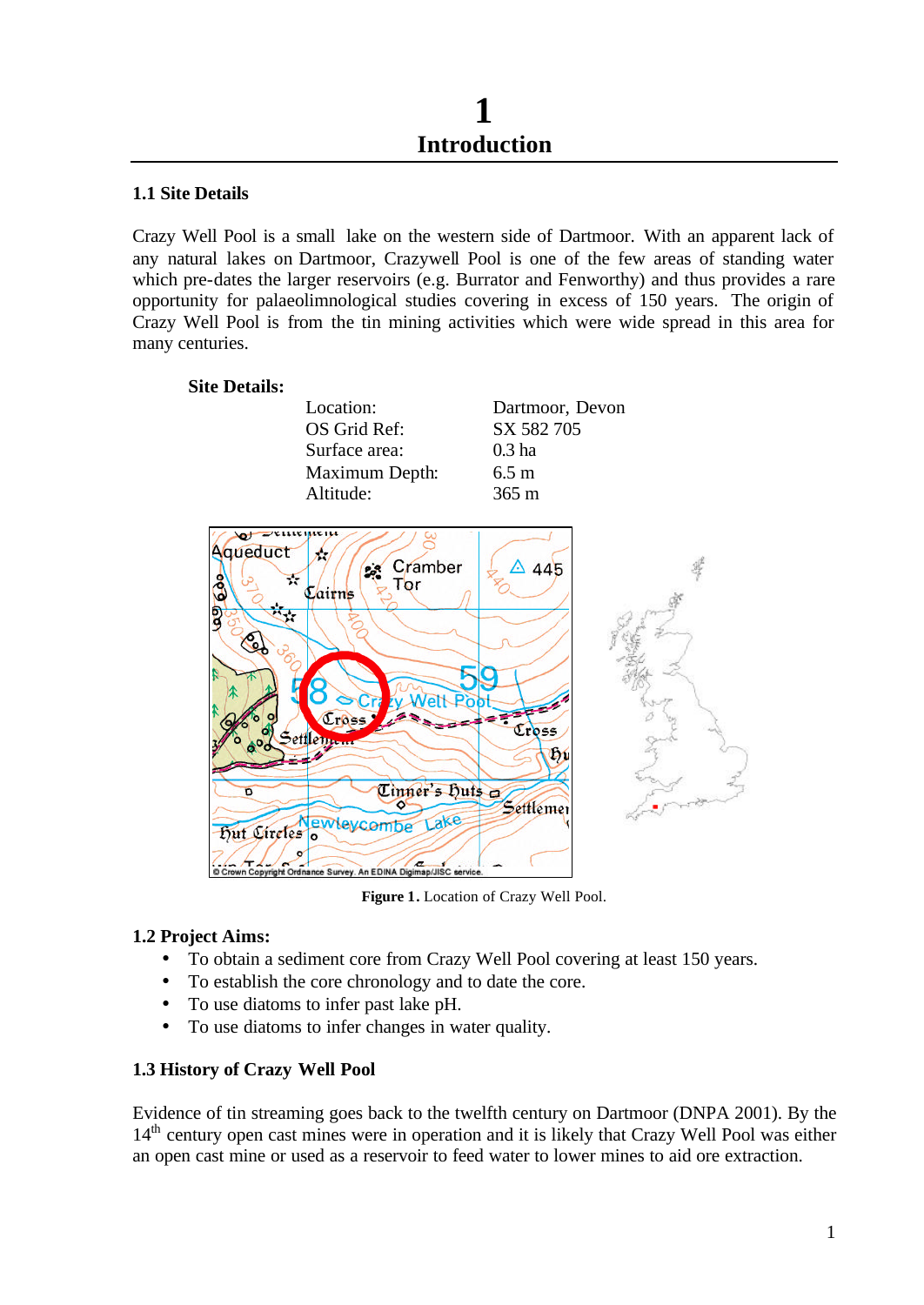# 1
# Introduction

### 1.1 Site Details

Crazy Well Pool is a small lake on the western side of Dartmoor. With an apparent lack of any natural lakes on Dartmoor, Crazywell Pool is one of the few areas of standing water which pre-dates the larger reservoirs (e.g. Burrator and Fenworthy) and thus provides a rare opportunity for palaeolimnological studies covering in excess of 150 years. The origin of Crazy Well Pool is from the tin mining activities which were wide spread in this area for many centuries.

**Site Details:**

| | |
|---|---|
| Location: | Dartmoor, Devon |
| OS Grid Ref: | SX 582 705 |
| Surface area: | 0.3 ha |
| Maximum Depth: | 6.5 m |
| Altitude: | 365 m |

**Figure 1.** Location of Crazy Well Pool.

### 1.2 Project Aims:

- To obtain a sediment core from Crazy Well Pool covering at least 150 years.
- To establish the core chronology and to date the core.
- To use diatoms to infer past lake pH.
- To use diatoms to infer changes in water quality.

### 1.3 History of Crazy Well Pool

Evidence of tin streaming goes back to the twelfth century on Dartmoor (DNPA 2001). By the 14th century open cast mines were in operation and it is likely that Crazy Well Pool was either an open cast mine or used as a reservoir to feed water to lower mines to aid ore extraction.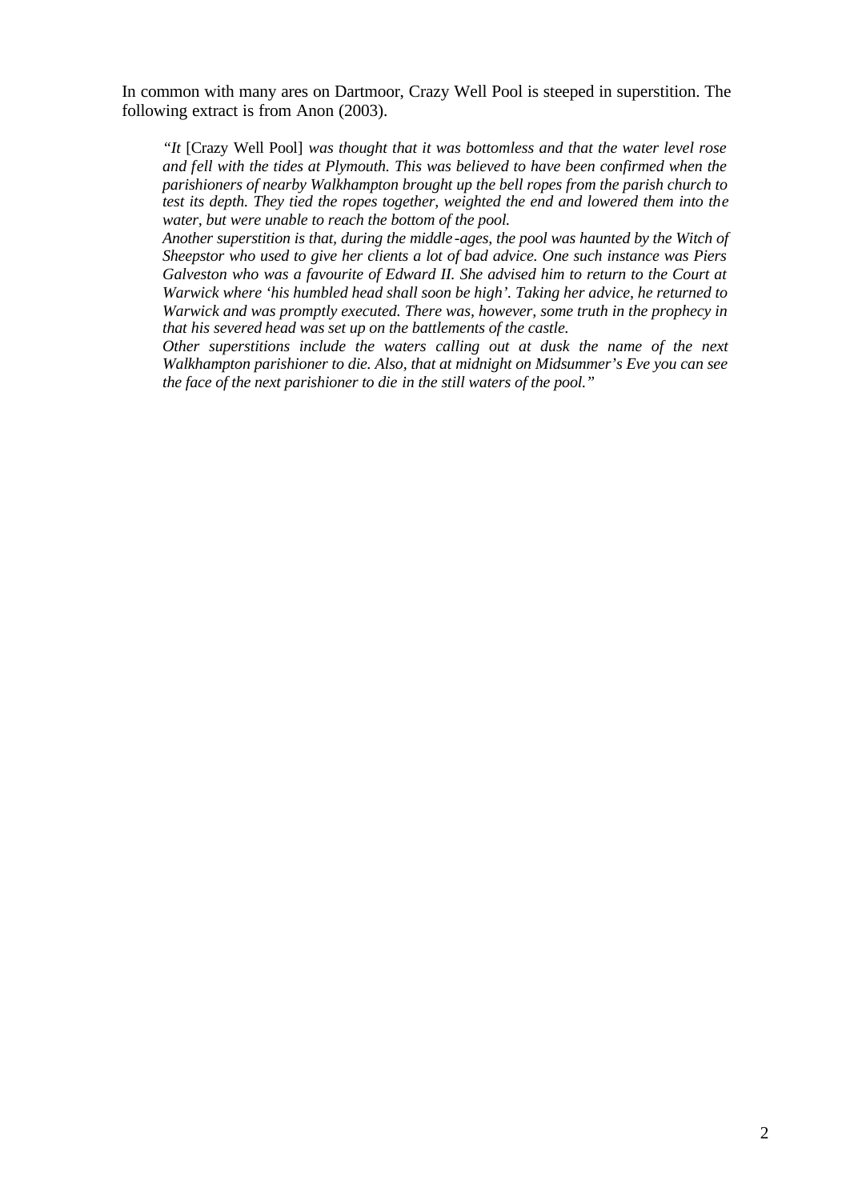In common with many ares on Dartmoor, Crazy Well Pool is steeped in superstition. The following extract is from Anon (2003).

> *"It* [Crazy Well Pool] *was thought that it was bottomless and that the water level rose and fell with the tides at Plymouth. This was believed to have been confirmed when the parishioners of nearby Walkhampton brought up the bell ropes from the parish church to test its depth. They tied the ropes together, weighted the end and lowered them into the water, but were unable to reach the bottom of the pool.*
>
> *Another superstition is that, during the middle-ages, the pool was haunted by the Witch of Sheepstor who used to give her clients a lot of bad advice. One such instance was Piers Galveston who was a favourite of Edward II. She advised him to return to the Court at Warwick where 'his humbled head shall soon be high'. Taking her advice, he returned to Warwick and was promptly executed. There was, however, some truth in the prophecy in that his severed head was set up on the battlements of the castle.*
>
> *Other superstitions include the waters calling out at dusk the name of the next Walkhampton parishioner to die. Also, that at midnight on Midsummer's Eve you can see the face of the next parishioner to die in the still waters of the pool."*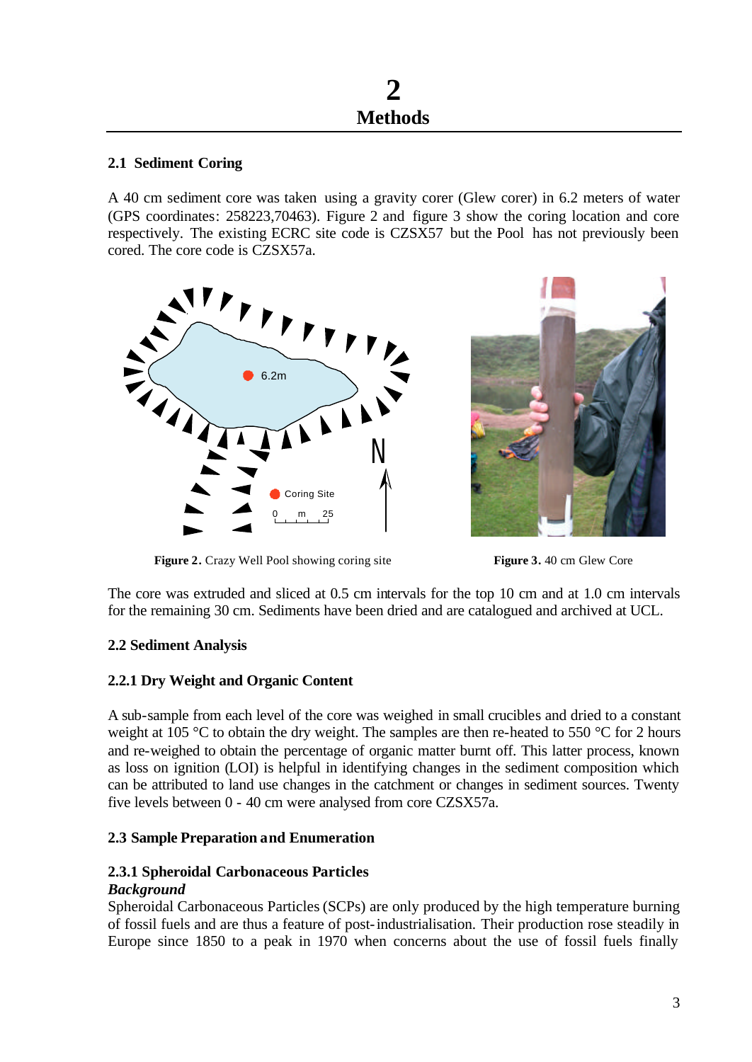# 2
# Methods

## 2.1 Sediment Coring

A 40 cm sediment core was taken using a gravity corer (Glew corer) in 6.2 meters of water (GPS coordinates: 258223,70463). Figure 2 and figure 3 show the coring location and core respectively. The existing ECRC site code is CZSX57 but the Pool has not previously been cored. The core code is CZSX57a.

**Figure 2.** Crazy Well Pool showing coring site

**Figure 3.** 40 cm Glew Core

The core was extruded and sliced at 0.5 cm intervals for the top 10 cm and at 1.0 cm intervals for the remaining 30 cm. Sediments have been dried and are catalogued and archived at UCL.

## 2.2 Sediment Analysis

### 2.2.1 Dry Weight and Organic Content

A sub-sample from each level of the core was weighed in small crucibles and dried to a constant weight at 105 °C to obtain the dry weight. The samples are then re-heated to 550 °C for 2 hours and re-weighed to obtain the percentage of organic matter burnt off. This latter process, known as loss on ignition (LOI) is helpful in identifying changes in the sediment composition which can be attributed to land use changes in the catchment or changes in sediment sources. Twenty five levels between 0 - 40 cm were analysed from core CZSX57a.

## 2.3 Sample Preparation and Enumeration

### 2.3.1 Spheroidal Carbonaceous Particles

***Background***

Spheroidal Carbonaceous Particles (SCPs) are only produced by the high temperature burning of fossil fuels and are thus a feature of post-industrialisation. Their production rose steadily in Europe since 1850 to a peak in 1970 when concerns about the use of fossil fuels finally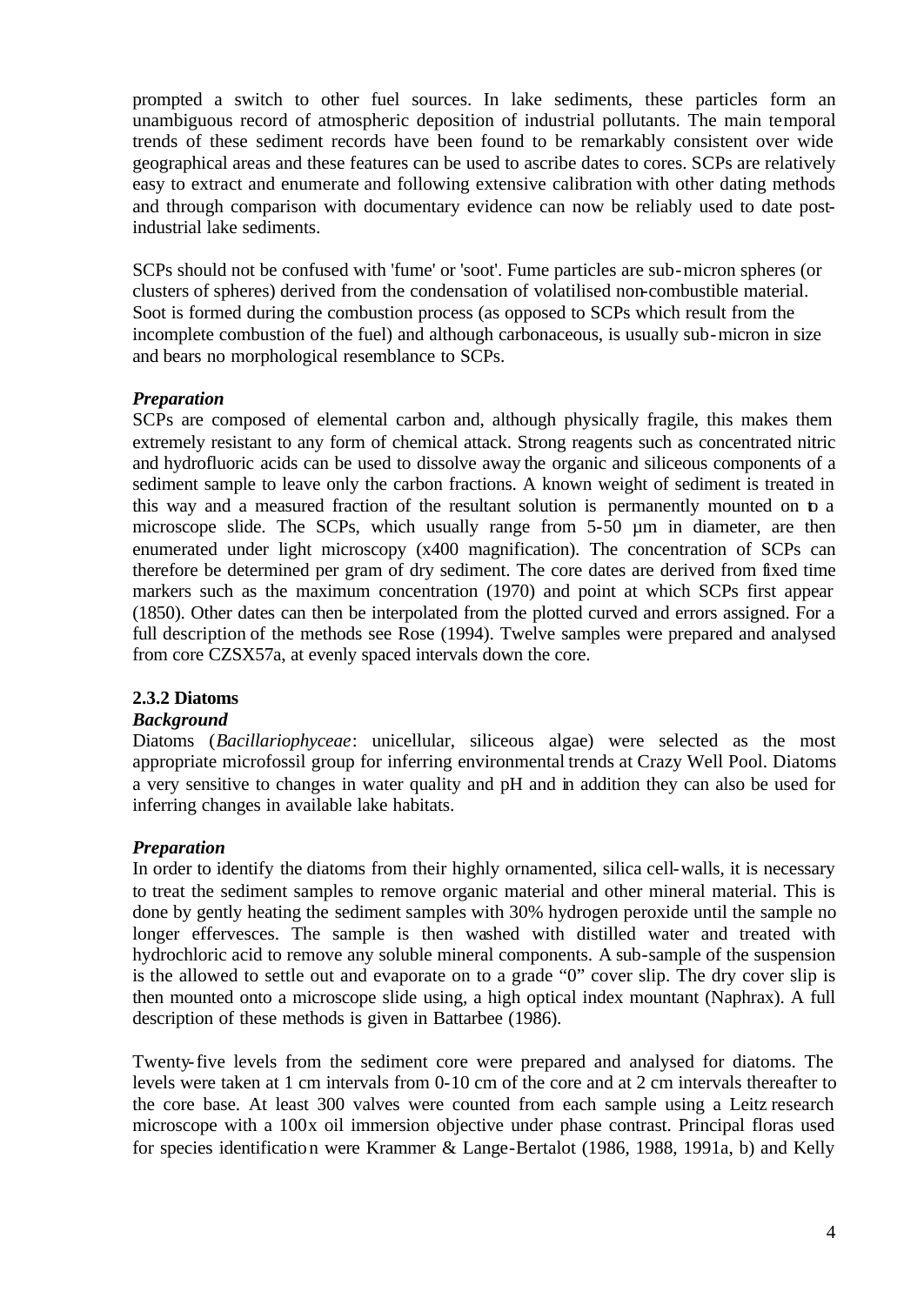prompted a switch to other fuel sources. In lake sediments, these particles form an unambiguous record of atmospheric deposition of industrial pollutants. The main temporal trends of these sediment records have been found to be remarkably consistent over wide geographical areas and these features can be used to ascribe dates to cores. SCPs are relatively easy to extract and enumerate and following extensive calibration with other dating methods and through comparison with documentary evidence can now be reliably used to date post-industrial lake sediments.

SCPs should not be confused with 'fume' or 'soot'. Fume particles are sub-micron spheres (or clusters of spheres) derived from the condensation of volatilised non-combustible material. Soot is formed during the combustion process (as opposed to SCPs which result from the incomplete combustion of the fuel) and although carbonaceous, is usually sub-micron in size and bears no morphological resemblance to SCPs.

***Preparation***
SCPs are composed of elemental carbon and, although physically fragile, this makes them extremely resistant to any form of chemical attack. Strong reagents such as concentrated nitric and hydrofluoric acids can be used to dissolve away the organic and siliceous components of a sediment sample to leave only the carbon fractions. A known weight of sediment is treated in this way and a measured fraction of the resultant solution is permanently mounted on to a microscope slide. The SCPs, which usually range from 5-50 µm in diameter, are then enumerated under light microscopy (x400 magnification). The concentration of SCPs can therefore be determined per gram of dry sediment. The core dates are derived from fixed time markers such as the maximum concentration (1970) and point at which SCPs first appear (1850). Other dates can then be interpolated from the plotted curved and errors assigned. For a full description of the methods see Rose (1994). Twelve samples were prepared and analysed from core CZSX57a, at evenly spaced intervals down the core.

### 2.3.2 Diatoms

***Background***
Diatoms (*Bacillariophyceae*: unicellular, siliceous algae) were selected as the most appropriate microfossil group for inferring environmental trends at Crazy Well Pool. Diatoms a very sensitive to changes in water quality and pH and in addition they can also be used for inferring changes in available lake habitats.

***Preparation***
In order to identify the diatoms from their highly ornamented, silica cell-walls, it is necessary to treat the sediment samples to remove organic material and other mineral material. This is done by gently heating the sediment samples with 30% hydrogen peroxide until the sample no longer effervesces. The sample is then washed with distilled water and treated with hydrochloric acid to remove any soluble mineral components. A sub-sample of the suspension is the allowed to settle out and evaporate on to a grade "0" cover slip. The dry cover slip is then mounted onto a microscope slide using, a high optical index mountant (Naphrax). A full description of these methods is given in Battarbee (1986).

Twenty-five levels from the sediment core were prepared and analysed for diatoms. The levels were taken at 1 cm intervals from 0-10 cm of the core and at 2 cm intervals thereafter to the core base. At least 300 valves were counted from each sample using a Leitz research microscope with a 100x oil immersion objective under phase contrast. Principal floras used for species identification were Krammer & Lange-Bertalot (1986, 1988, 1991a, b) and Kelly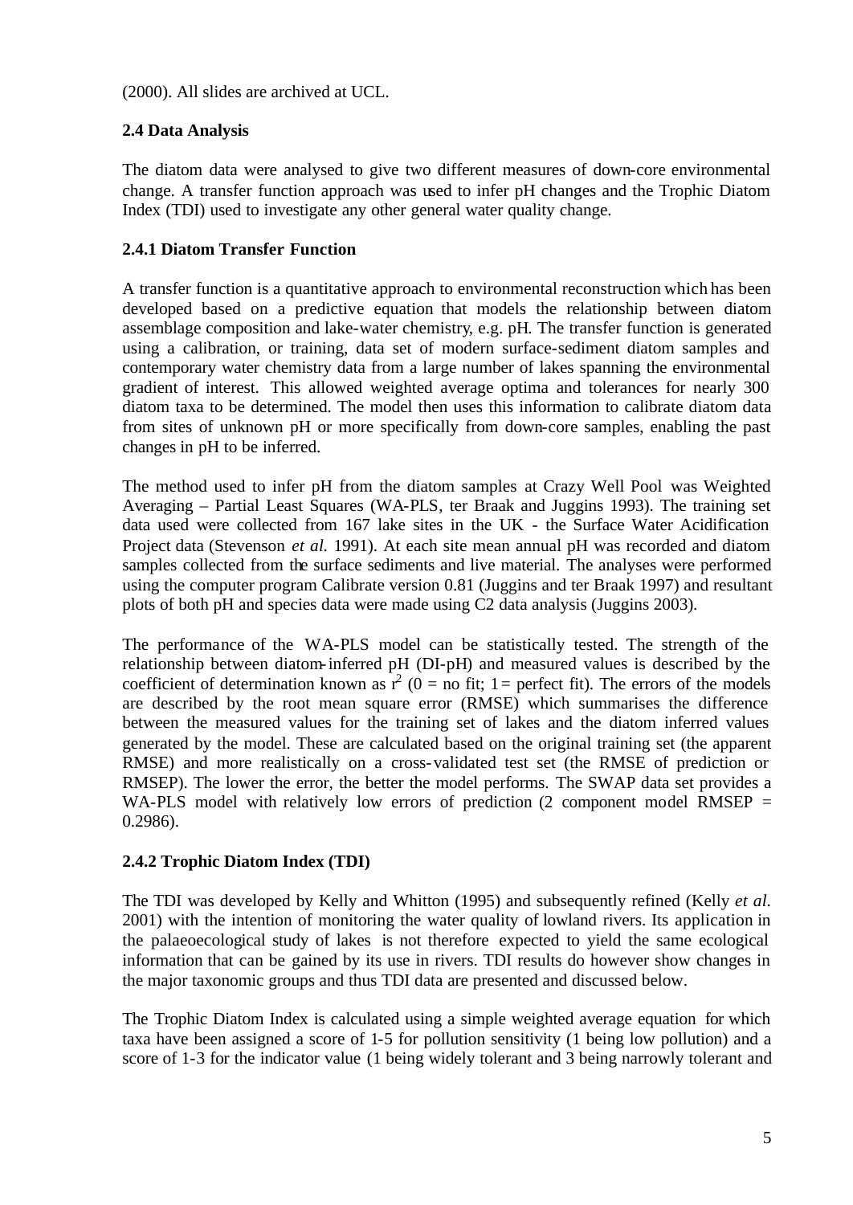(2000). All slides are archived at UCL.

### 2.4 Data Analysis

The diatom data were analysed to give two different measures of down-core environmental change. A transfer function approach was used to infer pH changes and the Trophic Diatom Index (TDI) used to investigate any other general water quality change.

#### 2.4.1 Diatom Transfer Function

A transfer function is a quantitative approach to environmental reconstruction which has been developed based on a predictive equation that models the relationship between diatom assemblage composition and lake-water chemistry, e.g. pH. The transfer function is generated using a calibration, or training, data set of modern surface-sediment diatom samples and contemporary water chemistry data from a large number of lakes spanning the environmental gradient of interest. This allowed weighted average optima and tolerances for nearly 300 diatom taxa to be determined. The model then uses this information to calibrate diatom data from sites of unknown pH or more specifically from down-core samples, enabling the past changes in pH to be inferred.

The method used to infer pH from the diatom samples at Crazy Well Pool was Weighted Averaging – Partial Least Squares (WA-PLS, ter Braak and Juggins 1993). The training set data used were collected from 167 lake sites in the UK - the Surface Water Acidification Project data (Stevenson *et al.* 1991). At each site mean annual pH was recorded and diatom samples collected from the surface sediments and live material. The analyses were performed using the computer program Calibrate version 0.81 (Juggins and ter Braak 1997) and resultant plots of both pH and species data were made using C2 data analysis (Juggins 2003).

The performance of the WA-PLS model can be statistically tested. The strength of the relationship between diatom-inferred pH (DI-pH) and measured values is described by the coefficient of determination known as $r^2$ (0 = no fit; 1 = perfect fit). The errors of the models are described by the root mean square error (RMSE) which summarises the difference between the measured values for the training set of lakes and the diatom inferred values generated by the model. These are calculated based on the original training set (the apparent RMSE) and more realistically on a cross-validated test set (the RMSE of prediction or RMSEP). The lower the error, the better the model performs. The SWAP data set provides a WA-PLS model with relatively low errors of prediction (2 component model RMSEP = 0.2986).

#### 2.4.2 Trophic Diatom Index (TDI)

The TDI was developed by Kelly and Whitton (1995) and subsequently refined (Kelly *et al.* 2001) with the intention of monitoring the water quality of lowland rivers. Its application in the palaeoecological study of lakes is not therefore expected to yield the same ecological information that can be gained by its use in rivers. TDI results do however show changes in the major taxonomic groups and thus TDI data are presented and discussed below.

The Trophic Diatom Index is calculated using a simple weighted average equation for which taxa have been assigned a score of 1-5 for pollution sensitivity (1 being low pollution) and a score of 1-3 for the indicator value (1 being widely tolerant and 3 being narrowly tolerant and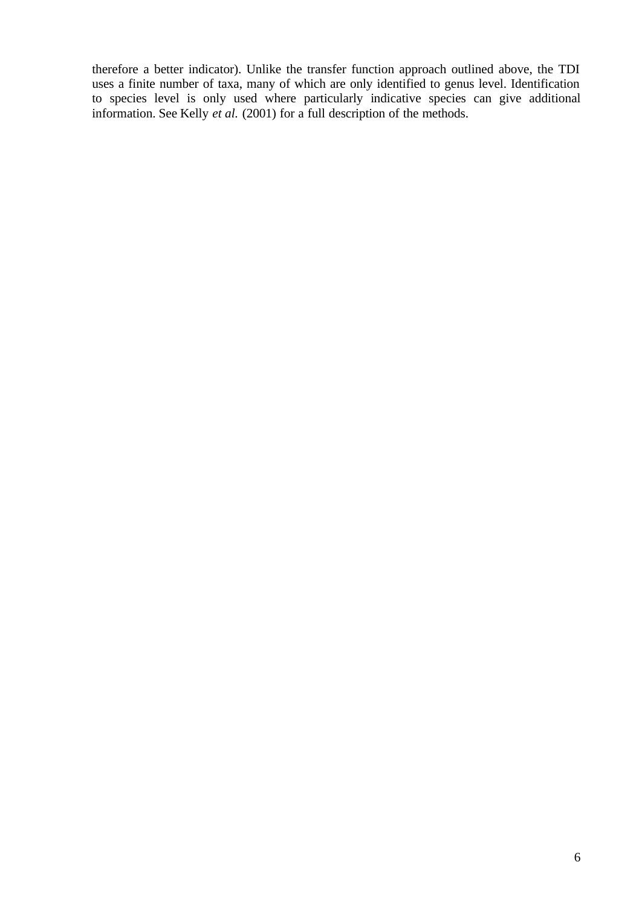therefore a better indicator). Unlike the transfer function approach outlined above, the TDI uses a finite number of taxa, many of which are only identified to genus level. Identification to species level is only used where particularly indicative species can give additional information. See Kelly *et al.* (2001) for a full description of the methods.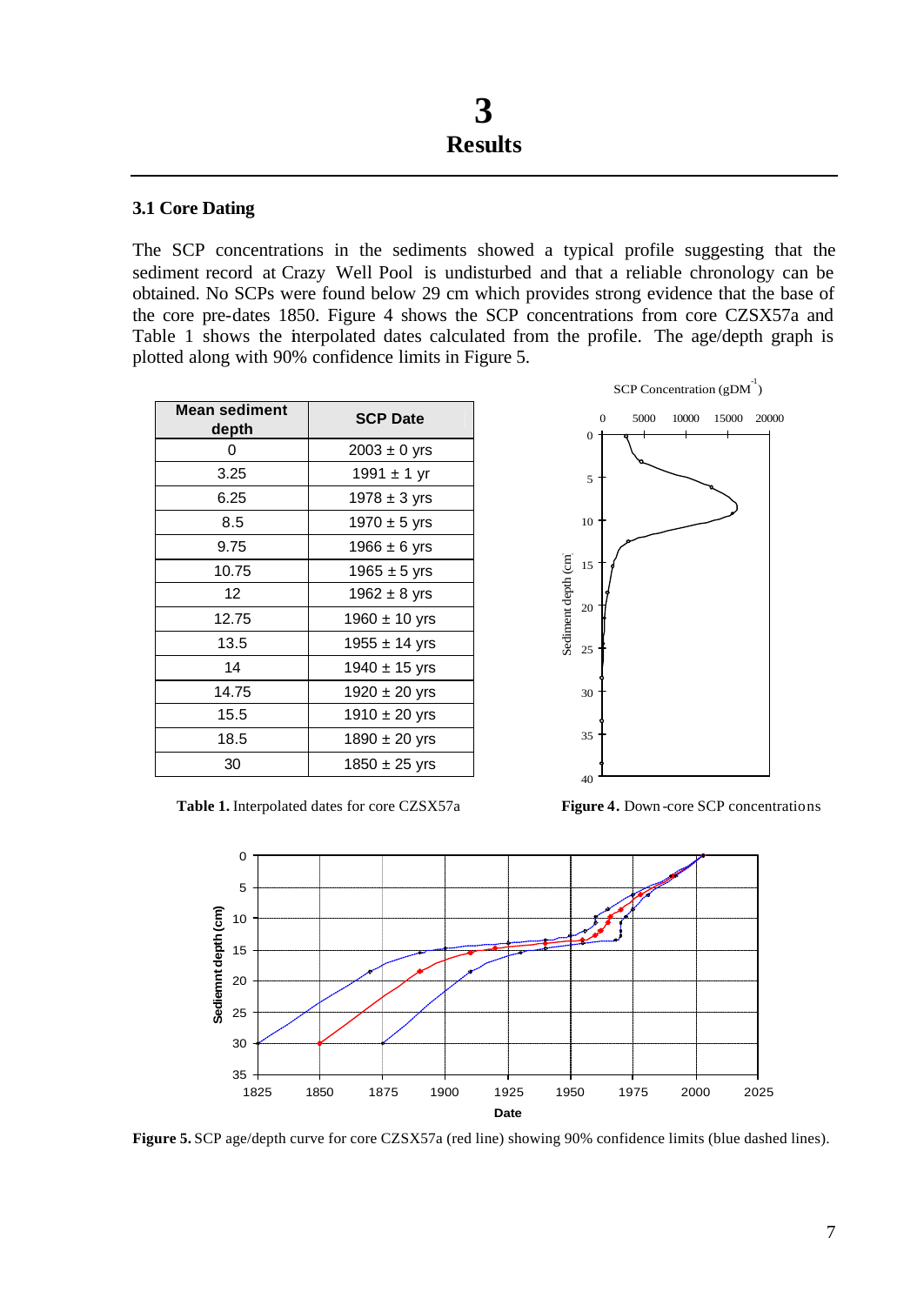# 3
# Results

### 3.1 Core Dating

The SCP concentrations in the sediments showed a typical profile suggesting that the sediment record at Crazy Well Pool is undisturbed and that a reliable chronology can be obtained. No SCPs were found below 29 cm which provides strong evidence that the base of the core pre-dates 1850. Figure 4 shows the SCP concentrations from core CZSX57a and Table 1 shows the interpolated dates calculated from the profile. The age/depth graph is plotted along with 90% confidence limits in Figure 5.

| Mean sediment depth | SCP Date |
|---|---|
| 0 | 2003 ± 0 yrs |
| 3.25 | 1991 ± 1 yr |
| 6.25 | 1978 ± 3 yrs |
| 8.5 | 1970 ± 5 yrs |
| 9.75 | 1966 ± 6 yrs |
| 10.75 | 1965 ± 5 yrs |
| 12 | 1962 ± 8 yrs |
| 12.75 | 1960 ± 10 yrs |
| 13.5 | 1955 ± 14 yrs |
| 14 | 1940 ± 15 yrs |
| 14.75 | 1920 ± 20 yrs |
| 15.5 | 1910 ± 20 yrs |
| 18.5 | 1890 ± 20 yrs |
| 30 | 1850 ± 25 yrs |

**Table 1.** Interpolated dates for core CZSX57a

**Figure 4.** Down-core SCP concentrations

**Figure 5.** SCP age/depth curve for core CZSX57a (red line) showing 90% confidence limits (blue dashed lines).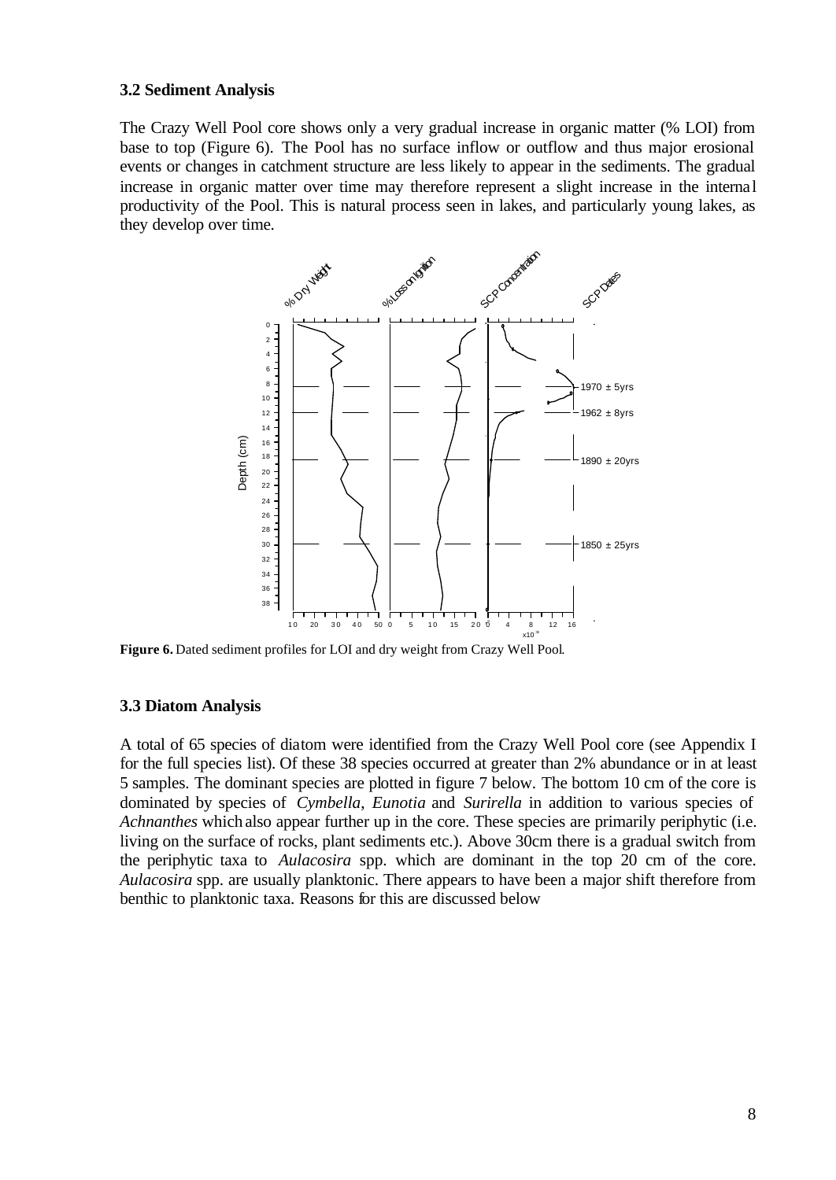### 3.2 Sediment Analysis

The Crazy Well Pool core shows only a very gradual increase in organic matter (% LOI) from base to top (Figure 6). The Pool has no surface inflow or outflow and thus major erosional events or changes in catchment structure are less likely to appear in the sediments. The gradual increase in organic matter over time may therefore represent a slight increase in the internal productivity of the Pool. This is natural process seen in lakes, and particularly young lakes, as they develop over time.

**Figure 6.** Dated sediment profiles for LOI and dry weight from Crazy Well Pool.

### 3.3 Diatom Analysis

A total of 65 species of diatom were identified from the Crazy Well Pool core (see Appendix I for the full species list). Of these 38 species occurred at greater than 2% abundance or in at least 5 samples. The dominant species are plotted in figure 7 below. The bottom 10 cm of the core is dominated by species of *Cymbella*, *Eunotia* and *Surirella* in addition to various species of *Achnanthes* which also appear further up in the core. These species are primarily periphytic (i.e. living on the surface of rocks, plant sediments etc.). Above 30cm there is a gradual switch from the periphytic taxa to *Aulacosira* spp. which are dominant in the top 20 cm of the core. *Aulacosira* spp. are usually planktonic. There appears to have been a major shift therefore from benthic to planktonic taxa. Reasons for this are discussed below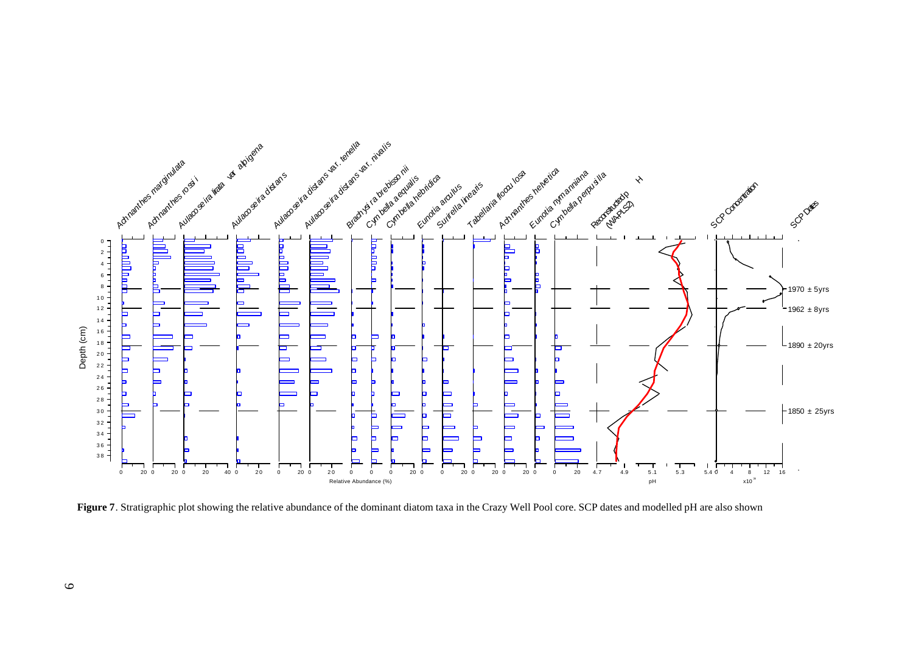**Figure 7**. Stratigraphic plot showing the relative abundance of the dominant diatom taxa in the Crazy Well Pool core. SCP dates and modelled pH are also shown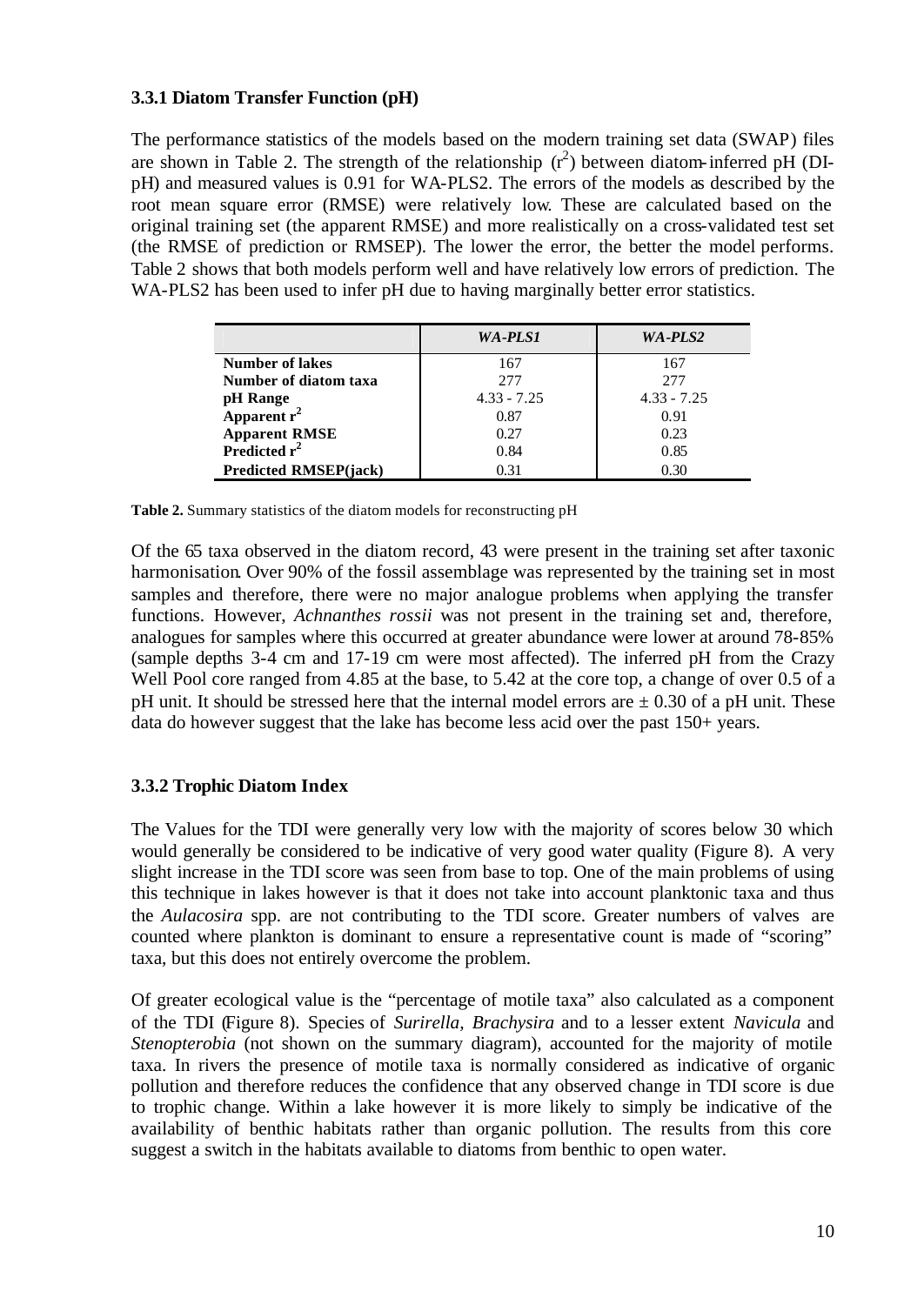### 3.3.1 Diatom Transfer Function (pH)

The performance statistics of the models based on the modern training set data (SWAP) files are shown in Table 2. The strength of the relationship ($r^2$) between diatom-inferred pH (DI-pH) and measured values is 0.91 for WA-PLS2. The errors of the models as described by the root mean square error (RMSE) were relatively low. These are calculated based on the original training set (the apparent RMSE) and more realistically on a cross-validated test set (the RMSE of prediction or RMSEP). The lower the error, the better the model performs. Table 2 shows that both models perform well and have relatively low errors of prediction. The WA-PLS2 has been used to infer pH due to having marginally better error statistics.

| | *WA-PLS1* | *WA-PLS2* |
|---|---|---|
| **Number of lakes** | 167 | 167 |
| **Number of diatom taxa** | 277 | 277 |
| **pH Range** | 4.33 - 7.25 | 4.33 - 7.25 |
| **Apparent $r^2$** | 0.87 | 0.91 |
| **Apparent RMSE** | 0.27 | 0.23 |
| **Predicted $r^2$** | 0.84 | 0.85 |
| **Predicted RMSEP(jack)** | 0.31 | 0.30 |

**Table 2.** Summary statistics of the diatom models for reconstructing pH

Of the 65 taxa observed in the diatom record, 43 were present in the training set after taxonic harmonisation. Over 90% of the fossil assemblage was represented by the training set in most samples and therefore, there were no major analogue problems when applying the transfer functions. However, *Achnanthes rossii* was not present in the training set and, therefore, analogues for samples where this occurred at greater abundance were lower at around 78-85% (sample depths 3-4 cm and 17-19 cm were most affected). The inferred pH from the Crazy Well Pool core ranged from 4.85 at the base, to 5.42 at the core top, a change of over 0.5 of a pH unit. It should be stressed here that the internal model errors are ± 0.30 of a pH unit. These data do however suggest that the lake has become less acid over the past 150+ years.

### 3.3.2 Trophic Diatom Index

The Values for the TDI were generally very low with the majority of scores below 30 which would generally be considered to be indicative of very good water quality (Figure 8). A very slight increase in the TDI score was seen from base to top. One of the main problems of using this technique in lakes however is that it does not take into account planktonic taxa and thus the *Aulacosira* spp. are not contributing to the TDI score. Greater numbers of valves are counted where plankton is dominant to ensure a representative count is made of "scoring" taxa, but this does not entirely overcome the problem.

Of greater ecological value is the "percentage of motile taxa" also calculated as a component of the TDI (Figure 8). Species of *Surirella*, *Brachysira* and to a lesser extent *Navicula* and *Stenopterobia* (not shown on the summary diagram), accounted for the majority of motile taxa. In rivers the presence of motile taxa is normally considered as indicative of organic pollution and therefore reduces the confidence that any observed change in TDI score is due to trophic change. Within a lake however it is more likely to simply be indicative of the availability of benthic habitats rather than organic pollution. The results from this core suggest a switch in the habitats available to diatoms from benthic to open water.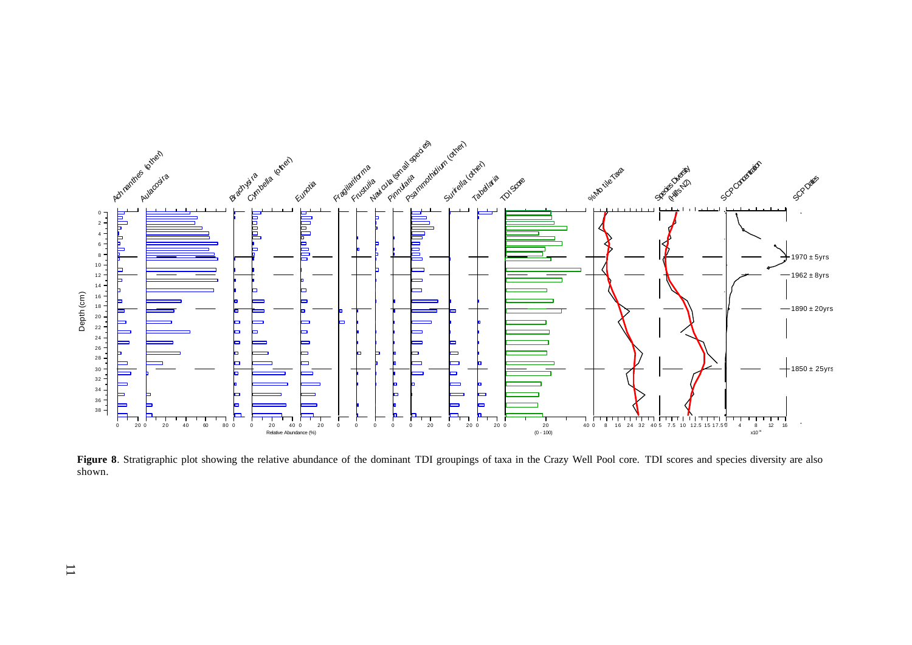**Figure 8**. Stratigraphic plot showing the relative abundance of the dominant TDI groupings of taxa in the Crazy Well Pool core. TDI scores and species diversity are also shown.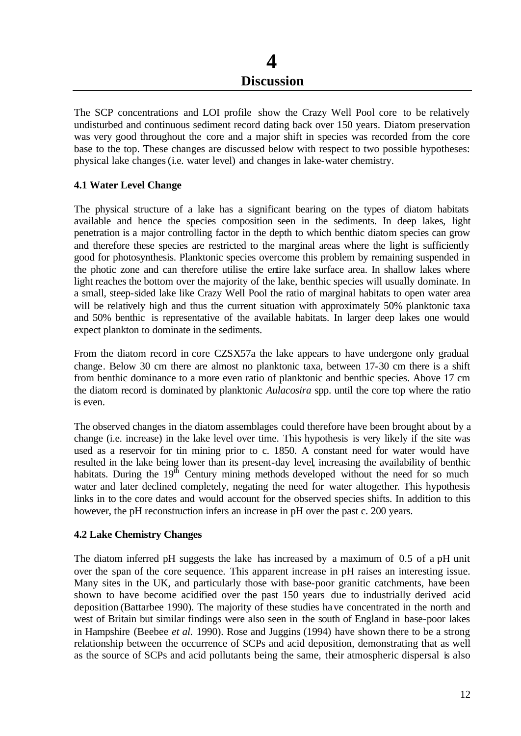# 4
# Discussion

The SCP concentrations and LOI profile show the Crazy Well Pool core to be relatively undisturbed and continuous sediment record dating back over 150 years. Diatom preservation was very good throughout the core and a major shift in species was recorded from the core base to the top. These changes are discussed below with respect to two possible hypotheses: physical lake changes (i.e. water level) and changes in lake-water chemistry.

### 4.1 Water Level Change

The physical structure of a lake has a significant bearing on the types of diatom habitats available and hence the species composition seen in the sediments. In deep lakes, light penetration is a major controlling factor in the depth to which benthic diatom species can grow and therefore these species are restricted to the marginal areas where the light is sufficiently good for photosynthesis. Planktonic species overcome this problem by remaining suspended in the photic zone and can therefore utilise the entire lake surface area. In shallow lakes where light reaches the bottom over the majority of the lake, benthic species will usually dominate. In a small, steep-sided lake like Crazy Well Pool the ratio of marginal habitats to open water area will be relatively high and thus the current situation with approximately 50% planktonic taxa and 50% benthic is representative of the available habitats. In larger deep lakes one would expect plankton to dominate in the sediments.

From the diatom record in core CZSX57a the lake appears to have undergone only gradual change. Below 30 cm there are almost no planktonic taxa, between 17-30 cm there is a shift from benthic dominance to a more even ratio of planktonic and benthic species. Above 17 cm the diatom record is dominated by planktonic *Aulacosira* spp. until the core top where the ratio is even.

The observed changes in the diatom assemblages could therefore have been brought about by a change (i.e. increase) in the lake level over time. This hypothesis is very likely if the site was used as a reservoir for tin mining prior to c. 1850. A constant need for water would have resulted in the lake being lower than its present-day level, increasing the availability of benthic habitats. During the 19th Century mining methods developed without the need for so much water and later declined completely, negating the need for water altogether. This hypothesis links in to the core dates and would account for the observed species shifts. In addition to this however, the pH reconstruction infers an increase in pH over the past c. 200 years.

### 4.2 Lake Chemistry Changes

The diatom inferred pH suggests the lake has increased by a maximum of 0.5 of a pH unit over the span of the core sequence. This apparent increase in pH raises an interesting issue. Many sites in the UK, and particularly those with base-poor granitic catchments, have been shown to have become acidified over the past 150 years due to industrially derived acid deposition (Battarbee 1990). The majority of these studies have concentrated in the north and west of Britain but similar findings were also seen in the south of England in base-poor lakes in Hampshire (Beebee *et al.* 1990). Rose and Juggins (1994) have shown there to be a strong relationship between the occurrence of SCPs and acid deposition, demonstrating that as well as the source of SCPs and acid pollutants being the same, their atmospheric dispersal is also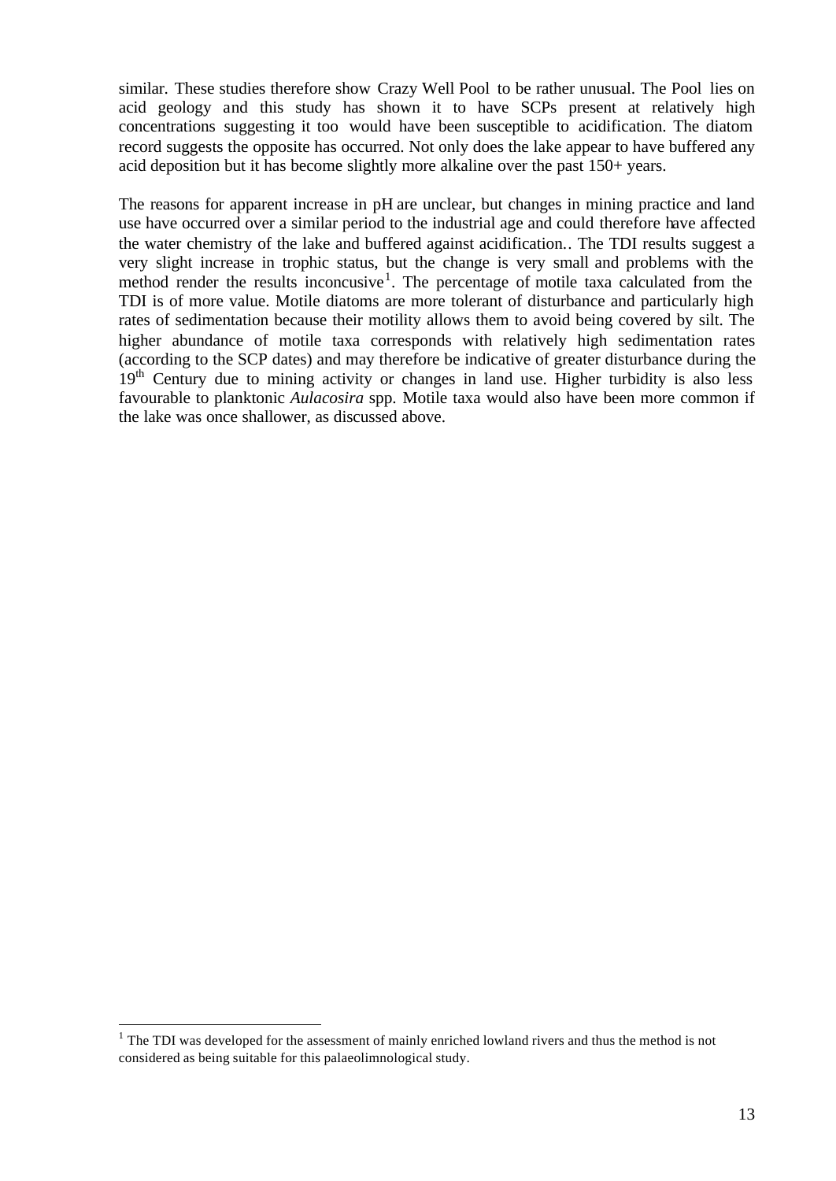similar. These studies therefore show Crazy Well Pool to be rather unusual. The Pool lies on acid geology and this study has shown it to have SCPs present at relatively high concentrations suggesting it too would have been susceptible to acidification. The diatom record suggests the opposite has occurred. Not only does the lake appear to have buffered any acid deposition but it has become slightly more alkaline over the past 150+ years.

The reasons for apparent increase in pH are unclear, but changes in mining practice and land use have occurred over a similar period to the industrial age and could therefore have affected the water chemistry of the lake and buffered against acidification.. The TDI results suggest a very slight increase in trophic status, but the change is very small and problems with the method render the results inconcusive[1]. The percentage of motile taxa calculated from the TDI is of more value. Motile diatoms are more tolerant of disturbance and particularly high rates of sedimentation because their motility allows them to avoid being covered by silt. The higher abundance of motile taxa corresponds with relatively high sedimentation rates (according to the SCP dates) and may therefore be indicative of greater disturbance during the 19th Century due to mining activity or changes in land use. Higher turbidity is also less favourable to planktonic *Aulacosira* spp. Motile taxa would also have been more common if the lake was once shallower, as discussed above.

---

[1] The TDI was developed for the assessment of mainly enriched lowland rivers and thus the method is not considered as being suitable for this palaeolimnological study.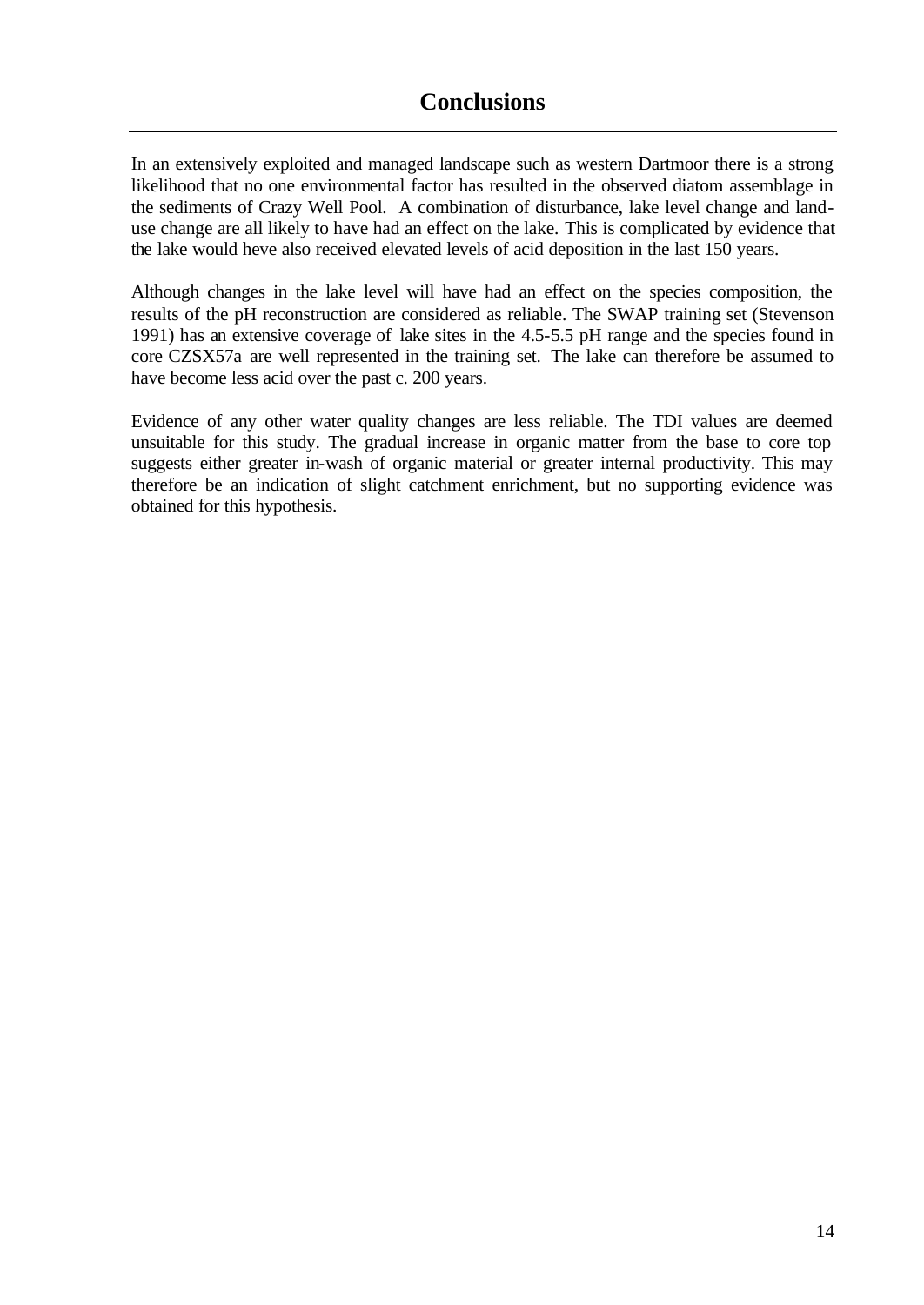# Conclusions

In an extensively exploited and managed landscape such as western Dartmoor there is a strong likelihood that no one environmental factor has resulted in the observed diatom assemblage in the sediments of Crazy Well Pool. A combination of disturbance, lake level change and land-use change are all likely to have had an effect on the lake. This is complicated by evidence that the lake would heve also received elevated levels of acid deposition in the last 150 years.

Although changes in the lake level will have had an effect on the species composition, the results of the pH reconstruction are considered as reliable. The SWAP training set (Stevenson 1991) has an extensive coverage of lake sites in the 4.5-5.5 pH range and the species found in core CZSX57a are well represented in the training set. The lake can therefore be assumed to have become less acid over the past c. 200 years.

Evidence of any other water quality changes are less reliable. The TDI values are deemed unsuitable for this study. The gradual increase in organic matter from the base to core top suggests either greater in-wash of organic material or greater internal productivity. This may therefore be an indication of slight catchment enrichment, but no supporting evidence was obtained for this hypothesis.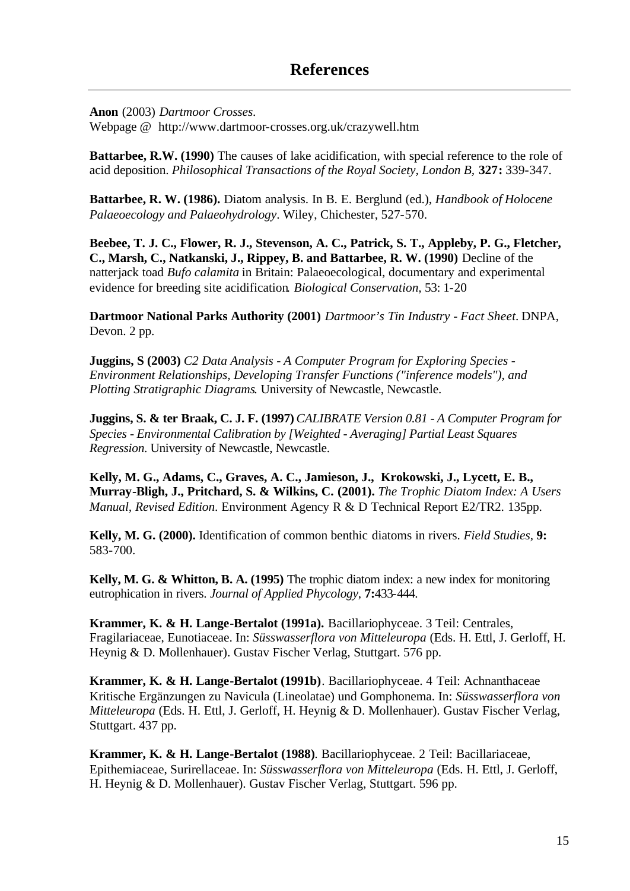# References

**Anon** (2003) *Dartmoor Crosses*.
Webpage @ http://www.dartmoor-crosses.org.uk/crazywell.htm

**Battarbee, R.W. (1990)** The causes of lake acidification, with special reference to the role of acid deposition. *Philosophical Transactions of the Royal Society, London B*, **327:** 339-347.

**Battarbee, R. W. (1986).** Diatom analysis. In B. E. Berglund (ed.), *Handbook of Holocene Palaeoecology and Palaeohydrology*. Wiley, Chichester, 527-570.

**Beebee, T. J. C., Flower, R. J., Stevenson, A. C., Patrick, S. T., Appleby, P. G., Fletcher, C., Marsh, C., Natkanski, J., Rippey, B. and Battarbee, R. W. (1990)** Decline of the natterjack toad *Bufo calamita* in Britain: Palaeoecological, documentary and experimental evidence for breeding site acidification. *Biological Conservation*, 53: 1-20

**Dartmoor National Parks Authority (2001)** *Dartmoor's Tin Industry - Fact Sheet*. DNPA, Devon. 2 pp.

**Juggins, S (2003)** *C2 Data Analysis - A Computer Program for Exploring Species - Environment Relationships, Developing Transfer Functions ("inference models"), and Plotting Stratigraphic Diagrams*. University of Newcastle, Newcastle.

**Juggins, S. & ter Braak, C. J. F. (1997)** *CALIBRATE Version 0.81 - A Computer Program for Species - Environmental Calibration by [Weighted - Averaging] Partial Least Squares Regression*. University of Newcastle, Newcastle.

**Kelly, M. G., Adams, C., Graves, A. C., Jamieson, J., Krokowski, J., Lycett, E. B., Murray-Bligh, J., Pritchard, S. & Wilkins, C. (2001).** *The Trophic Diatom Index: A Users Manual, Revised Edition*. Environment Agency R & D Technical Report E2/TR2. 135pp.

**Kelly, M. G. (2000).** Identification of common benthic diatoms in rivers. *Field Studies*, **9:** 583-700.

**Kelly, M. G. & Whitton, B. A. (1995)** The trophic diatom index: a new index for monitoring eutrophication in rivers. *Journal of Applied Phycology*, **7:**433-444.

**Krammer, K. & H. Lange-Bertalot (1991a).** Bacillariophyceae. 3 Teil: Centrales, Fragilariaceae, Eunotiaceae. In: *Süsswasserflora von Mitteleuropa* (Eds. H. Ettl, J. Gerloff, H. Heynig & D. Mollenhauer). Gustav Fischer Verlag, Stuttgart. 576 pp.

**Krammer, K. & H. Lange-Bertalot (1991b)**. Bacillariophyceae. 4 Teil: Achnanthaceae Kritische Ergänzungen zu Navicula (Lineolatae) und Gomphonema. In: *Süsswasserflora von Mitteleuropa* (Eds. H. Ettl, J. Gerloff, H. Heynig & D. Mollenhauer). Gustav Fischer Verlag, Stuttgart. 437 pp.

**Krammer, K. & H. Lange-Bertalot (1988)**. Bacillariophyceae. 2 Teil: Bacillariaceae, Epithemiaceae, Surirellaceae. In: *Süsswasserflora von Mitteleuropa* (Eds. H. Ettl, J. Gerloff, H. Heynig & D. Mollenhauer). Gustav Fischer Verlag, Stuttgart. 596 pp.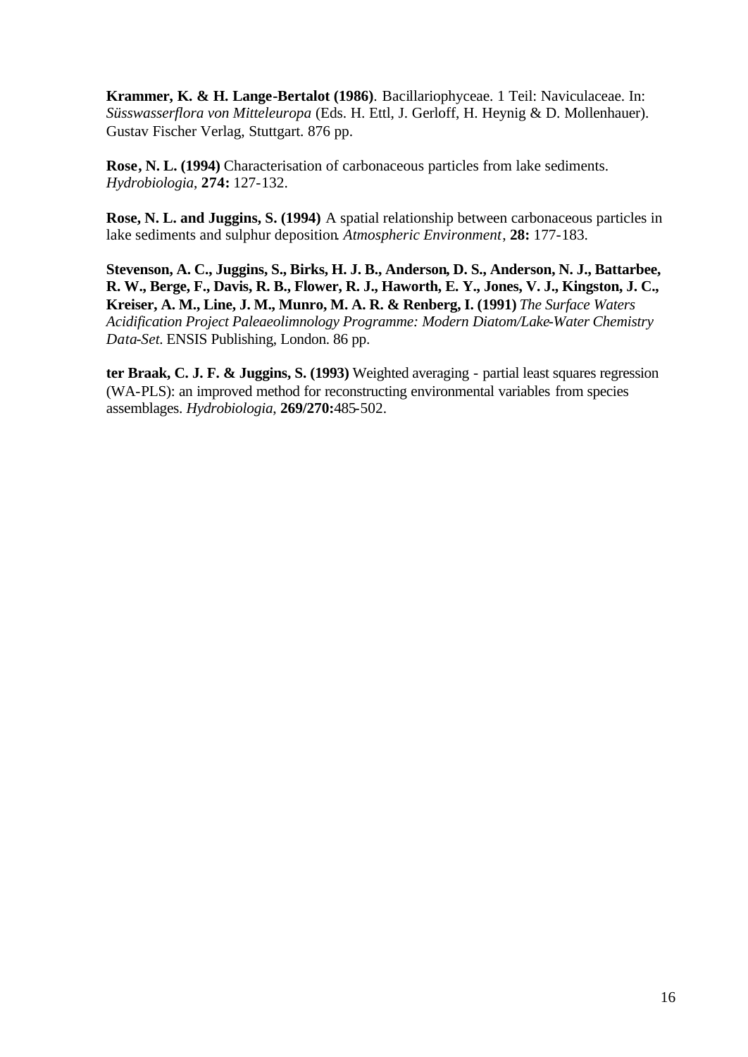**Krammer, K. & H. Lange-Bertalot (1986)**. Bacillariophyceae. 1 Teil: Naviculaceae. In: *Süsswasserflora von Mitteleuropa* (Eds. H. Ettl, J. Gerloff, H. Heynig & D. Mollenhauer). Gustav Fischer Verlag, Stuttgart. 876 pp.

**Rose, N. L. (1994)** Characterisation of carbonaceous particles from lake sediments. *Hydrobiologia*, **274:** 127-132.

**Rose, N. L. and Juggins, S. (1994)** A spatial relationship between carbonaceous particles in lake sediments and sulphur deposition. *Atmospheric Environment*, **28:** 177-183.

**Stevenson, A. C., Juggins, S., Birks, H. J. B., Anderson, D. S., Anderson, N. J., Battarbee, R. W., Berge, F., Davis, R. B., Flower, R. J., Haworth, E. Y., Jones, V. J., Kingston, J. C., Kreiser, A. M., Line, J. M., Munro, M. A. R. & Renberg, I. (1991)** *The Surface Waters Acidification Project Paleaeolimnology Programme: Modern Diatom/Lake-Water Chemistry Data-Set*. ENSIS Publishing, London. 86 pp.

**ter Braak, C. J. F. & Juggins, S. (1993)** Weighted averaging - partial least squares regression (WA-PLS): an improved method for reconstructing environmental variables from species assemblages. *Hydrobiologia*, **269/270:**485-502.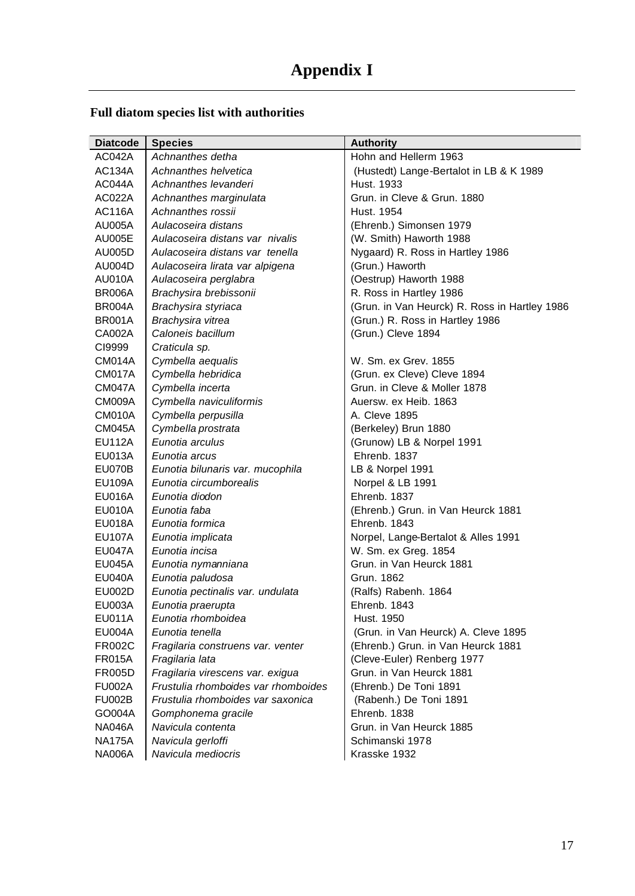# Appendix I

## Full diatom species list with authorities

| Diatcode | Species | Authority |
|---|---|---|
| AC042A | *Achnanthes detha* | Hohn and Hellerm 1963 |
| AC134A | *Achnanthes helvetica* | (Hustedt) Lange-Bertalot in LB & K 1989 |
| AC044A | *Achnanthes levanderi* | Hust. 1933 |
| AC022A | *Achnanthes marginulata* | Grun. in Cleve & Grun. 1880 |
| AC116A | *Achnanthes rossii* | Hust. 1954 |
| AU005A | *Aulacoseira distans* | (Ehrenb.) Simonsen 1979 |
| AU005E | *Aulacoseira distans var nivalis* | (W. Smith) Haworth 1988 |
| AU005D | *Aulacoseira distans var tenella* | Nygaard) R. Ross in Hartley 1986 |
| AU004D | *Aulacoseira lirata var alpigena* | (Grun.) Haworth |
| AU010A | *Aulacoseira perglabra* | (Oestrup) Haworth 1988 |
| BR006A | *Brachysira brebissonii* | R. Ross in Hartley 1986 |
| BR004A | *Brachysira styriaca* | (Grun. in Van Heurck) R. Ross in Hartley 1986 |
| BR001A | *Brachysira vitrea* | (Grun.) R. Ross in Hartley 1986 |
| CA002A | *Caloneis bacillum* | (Grun.) Cleve 1894 |
| CI9999 | *Craticula sp.* | |
| CM014A | *Cymbella aequalis* | W. Sm. ex Grev. 1855 |
| CM017A | *Cymbella hebridica* | (Grun. ex Cleve) Cleve 1894 |
| CM047A | *Cymbella incerta* | Grun. in Cleve & Moller 1878 |
| CM009A | *Cymbella naviculiformis* | Auersw. ex Heib. 1863 |
| CM010A | *Cymbella perpusilla* | A. Cleve 1895 |
| CM045A | *Cymbella prostrata* | (Berkeley) Brun 1880 |
| EU112A | *Eunotia arculus* | (Grunow) LB & Norpel 1991 |
| EU013A | *Eunotia arcus* | Ehrenb. 1837 |
| EU070B | *Eunotia bilunaris var. mucophila* | LB & Norpel 1991 |
| EU109A | *Eunotia circumborealis* | Norpel & LB 1991 |
| EU016A | *Eunotia diodon* | Ehrenb. 1837 |
| EU010A | *Eunotia faba* | (Ehrenb.) Grun. in Van Heurck 1881 |
| EU018A | *Eunotia formica* | Ehrenb. 1843 |
| EU107A | *Eunotia implicata* | Norpel, Lange-Bertalot & Alles 1991 |
| EU047A | *Eunotia incisa* | W. Sm. ex Greg. 1854 |
| EU045A | *Eunotia nymanniana* | Grun. in Van Heurck 1881 |
| EU040A | *Eunotia paludosa* | Grun. 1862 |
| EU002D | *Eunotia pectinalis var. undulata* | (Ralfs) Rabenh. 1864 |
| EU003A | *Eunotia praerupta* | Ehrenb. 1843 |
| EU011A | *Eunotia rhomboidea* | Hust. 1950 |
| EU004A | *Eunotia tenella* | (Grun. in Van Heurck) A. Cleve 1895 |
| FR002C | *Fragilaria construens var. venter* | (Ehrenb.) Grun. in Van Heurck 1881 |
| FR015A | *Fragilaria lata* | (Cleve-Euler) Renberg 1977 |
| FR005D | *Fragilaria virescens var. exigua* | Grun. in Van Heurck 1881 |
| FU002A | *Frustulia rhomboides var rhomboides* | (Ehrenb.) De Toni 1891 |
| FU002B | *Frustulia rhomboides var saxonica* | (Rabenh.) De Toni 1891 |
| GO004A | *Gomphonema gracile* | Ehrenb. 1838 |
| NA046A | *Navicula contenta* | Grun. in Van Heurck 1885 |
| NA175A | *Navicula gerloffi* | Schimanski 1978 |
| NA006A | *Navicula mediocris* | Krasske 1932 |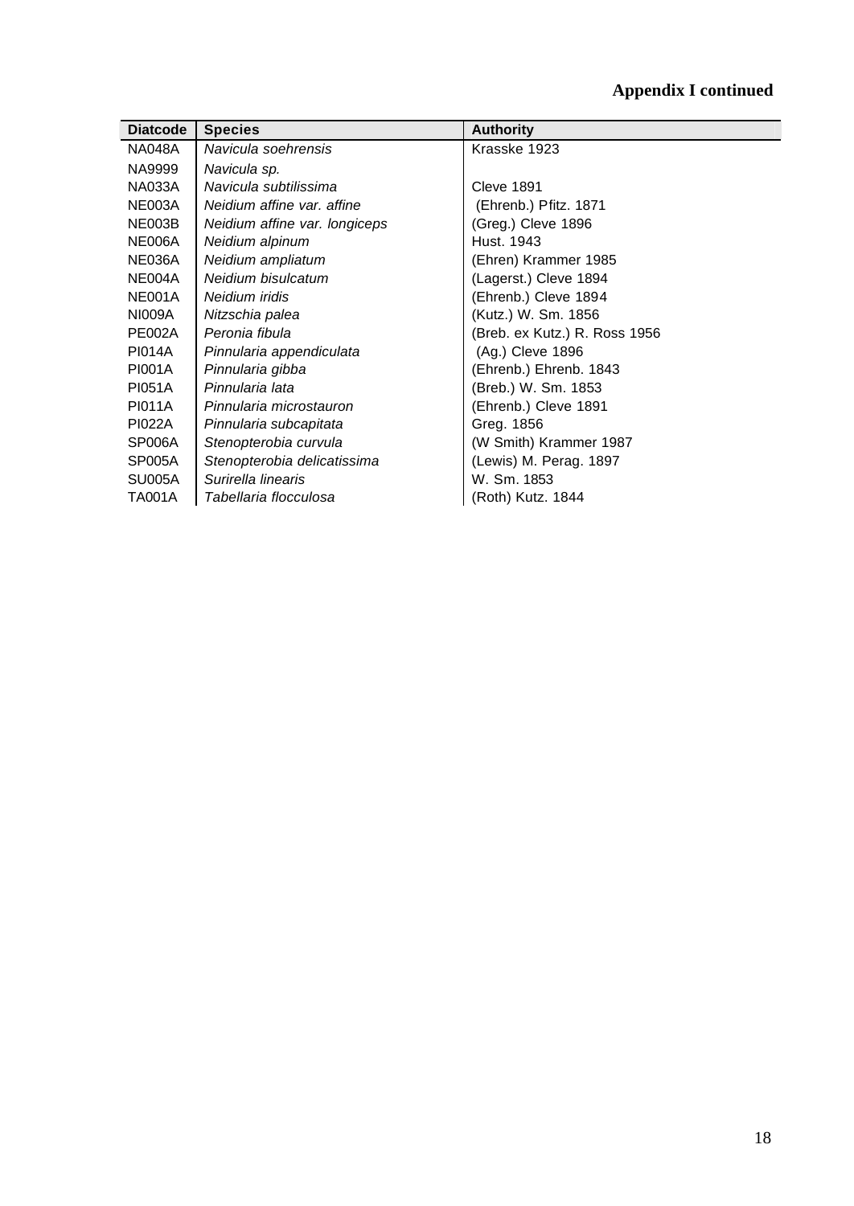**Appendix I continued**

| Diatcode | Species | Authority |
|---|---|---|
| NA048A | *Navicula soehrensis* | Krasske 1923 |
| NA9999 | *Navicula sp.* | |
| NA033A | *Navicula subtilissima* | Cleve 1891 |
| NE003A | *Neidium affine var. affine* | (Ehrenb.) Pfitz. 1871 |
| NE003B | *Neidium affine var. longiceps* | (Greg.) Cleve 1896 |
| NE006A | *Neidium alpinum* | Hust. 1943 |
| NE036A | *Neidium ampliatum* | (Ehren) Krammer 1985 |
| NE004A | *Neidium bisulcatum* | (Lagerst.) Cleve 1894 |
| NE001A | *Neidium iridis* | (Ehrenb.) Cleve 1894 |
| NI009A | *Nitzschia palea* | (Kutz.) W. Sm. 1856 |
| PE002A | *Peronia fibula* | (Breb. ex Kutz.) R. Ross 1956 |
| PI014A | *Pinnularia appendiculata* | (Ag.) Cleve 1896 |
| PI001A | *Pinnularia gibba* | (Ehrenb.) Ehrenb. 1843 |
| PI051A | *Pinnularia lata* | (Breb.) W. Sm. 1853 |
| PI011A | *Pinnularia microstauron* | (Ehrenb.) Cleve 1891 |
| PI022A | *Pinnularia subcapitata* | Greg. 1856 |
| SP006A | *Stenopterobia curvula* | (W Smith) Krammer 1987 |
| SP005A | *Stenopterobia delicatissima* | (Lewis) M. Perag. 1897 |
| SU005A | *Surirella linearis* | W. Sm. 1853 |
| TA001A | *Tabellaria flocculosa* | (Roth) Kutz. 1844 |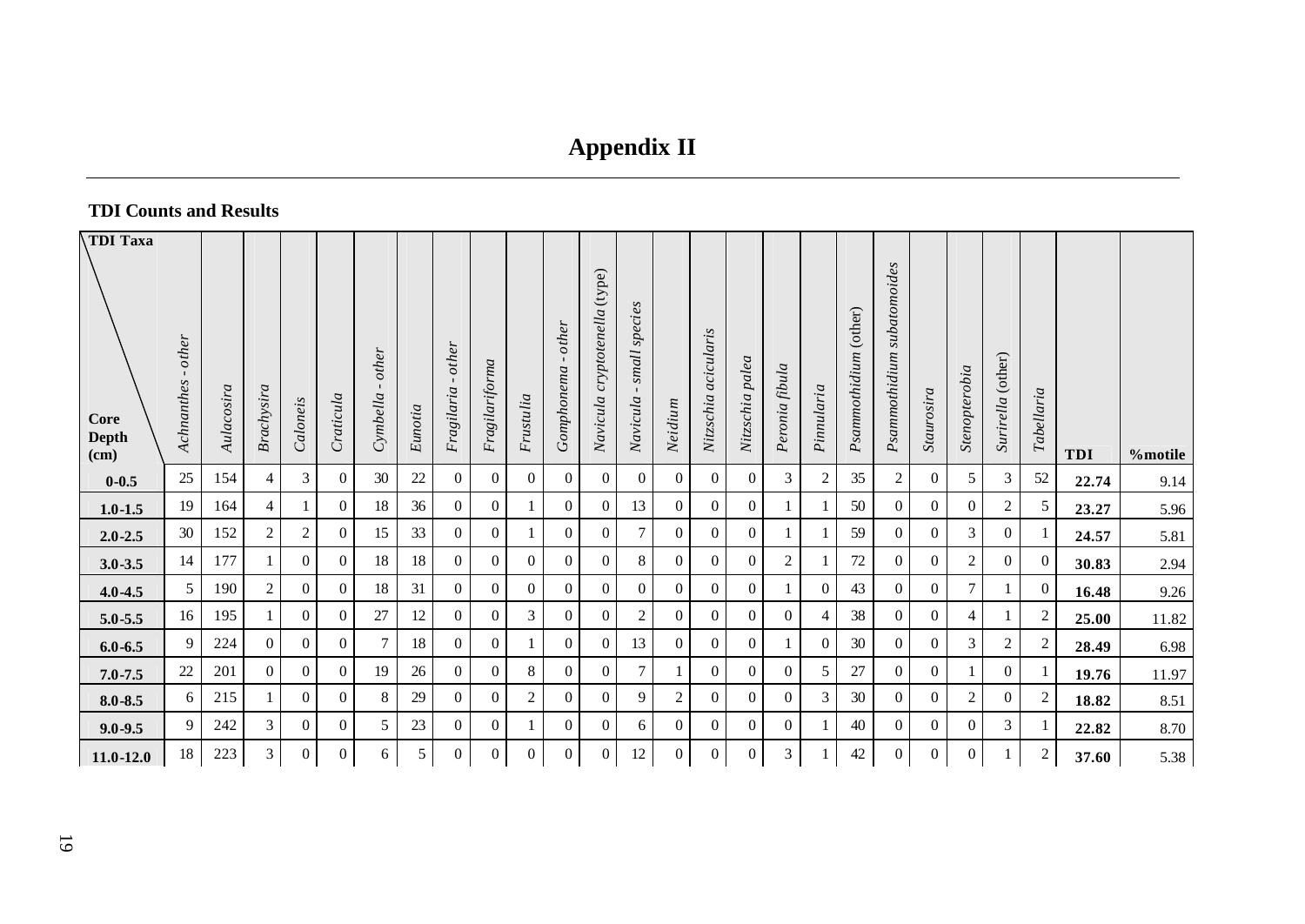# Appendix II

## TDI Counts and Results

| Core Depth (cm) | *Achnanthes - other* | *Aulacosira* | *Brachysira* | *Caloneis* | *Craticula* | *Cymbella - other* | *Eunotia* | *Fragilaria - other* | *Fragilariforma* | *Frustulia* | *Gomphonema - other* | *Navicula cryptotenella* (type) | *Navicula - small species* | *Neidium* | *Nitzschia acicularis* | *Nitzschia palea* | *Peronia fibula* | *Pinnularia* | *Psammothidium* (other) | *Psammothidium subatomoides* | *Staurosira* | *Stenopterobia* | *Surirella* (other) | *Tabellaria* | **TDI** | **%motile** |
|---|---|---|---|---|---|---|---|---|---|---|---|---|---|---|---|---|---|---|---|---|---|---|---|---|---|---|
| **0-0.5** | 25 | 154 | 4 | 3 | 0 | 30 | 22 | 0 | 0 | 0 | 0 | 0 | 0 | 0 | 0 | 0 | 3 | 2 | 35 | 2 | 0 | 5 | 3 | 52 | **22.74** | 9.14 |
| **1.0-1.5** | 19 | 164 | 4 | 1 | 0 | 18 | 36 | 0 | 0 | 1 | 0 | 0 | 13 | 0 | 0 | 0 | 1 | 1 | 50 | 0 | 0 | 0 | 2 | 5 | **23.27** | 5.96 |
| **2.0-2.5** | 30 | 152 | 2 | 2 | 0 | 15 | 33 | 0 | 0 | 1 | 0 | 0 | 7 | 0 | 0 | 0 | 1 | 1 | 59 | 0 | 0 | 3 | 0 | 1 | **24.57** | 5.81 |
| **3.0-3.5** | 14 | 177 | 1 | 0 | 0 | 18 | 18 | 0 | 0 | 0 | 0 | 0 | 8 | 0 | 0 | 0 | 2 | 1 | 72 | 0 | 0 | 2 | 0 | 0 | **30.83** | 2.94 |
| **4.0-4.5** | 5 | 190 | 2 | 0 | 0 | 18 | 31 | 0 | 0 | 0 | 0 | 0 | 0 | 0 | 0 | 0 | 1 | 0 | 43 | 0 | 0 | 7 | 1 | 0 | **16.48** | 9.26 |
| **5.0-5.5** | 16 | 195 | 1 | 0 | 0 | 27 | 12 | 0 | 0 | 3 | 0 | 0 | 2 | 0 | 0 | 0 | 0 | 4 | 38 | 0 | 0 | 4 | 1 | 2 | **25.00** | 11.82 |
| **6.0-6.5** | 9 | 224 | 0 | 0 | 0 | 7 | 18 | 0 | 0 | 1 | 0 | 0 | 13 | 0 | 0 | 0 | 1 | 0 | 30 | 0 | 0 | 3 | 2 | 2 | **28.49** | 6.98 |
| **7.0-7.5** | 22 | 201 | 0 | 0 | 0 | 19 | 26 | 0 | 0 | 8 | 0 | 0 | 7 | 1 | 0 | 0 | 0 | 5 | 27 | 0 | 0 | 1 | 0 | 1 | **19.76** | 11.97 |
| **8.0-8.5** | 6 | 215 | 1 | 0 | 0 | 8 | 29 | 0 | 0 | 2 | 0 | 0 | 9 | 2 | 0 | 0 | 0 | 3 | 30 | 0 | 0 | 2 | 0 | 2 | **18.82** | 8.51 |
| **9.0-9.5** | 9 | 242 | 3 | 0 | 0 | 5 | 23 | 0 | 0 | 1 | 0 | 0 | 6 | 0 | 0 | 0 | 0 | 1 | 40 | 0 | 0 | 0 | 3 | 1 | **22.82** | 8.70 |
| **11.0-12.0** | 18 | 223 | 3 | 0 | 0 | 6 | 5 | 0 | 0 | 0 | 0 | 0 | 12 | 0 | 0 | 0 | 3 | 1 | 42 | 0 | 0 | 0 | 1 | 2 | **37.60** | 5.38 |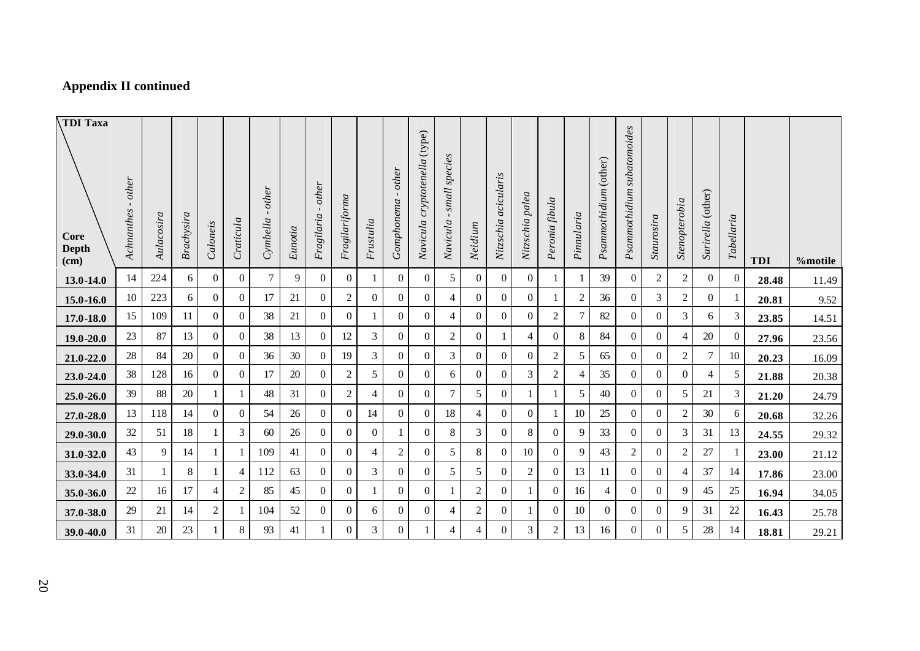## Appendix II continued

| TDI Taxa / Core Depth (cm) | *Achnanthes - other* | *Aulacosira* | *Brachysira* | *Caloneis* | *Craticula* | *Cymbella - other* | *Eunotia* | *Fragilaria - other* | *Fragilariforma* | *Frustulia* | *Gomphonema - other* | *Navicula cryptotenella* (type) | *Navicula - small species* | *Neidium* | *Nitzschia acicularis* | *Nitzschia palea* | *Peronia fibula* | *Pinnularia* | *Psammothidium* (other) | *Psammothidium subatomoides* | *Staurosira* | *Stenopterobia* | *Surirella* (other) | *Tabellaria* | **TDI** | **%motile** |
|---|---|---|---|---|---|---|---|---|---|---|---|---|---|---|---|---|---|---|---|---|---|---|---|---|---|---|
| **13.0-14.0** | 14 | 224 | 6 | 0 | 0 | 7 | 9 | 0 | 0 | 1 | 0 | 0 | 5 | 0 | 0 | 0 | 1 | 1 | 39 | 0 | 2 | 2 | 0 | 0 | **28.48** | 11.49 |
| **15.0-16.0** | 10 | 223 | 6 | 0 | 0 | 17 | 21 | 0 | 2 | 0 | 0 | 0 | 4 | 0 | 0 | 0 | 1 | 2 | 36 | 0 | 3 | 2 | 0 | 1 | **20.81** | 9.52 |
| **17.0-18.0** | 15 | 109 | 11 | 0 | 0 | 38 | 21 | 0 | 0 | 1 | 0 | 0 | 4 | 0 | 0 | 0 | 2 | 7 | 82 | 0 | 0 | 3 | 6 | 3 | **23.85** | 14.51 |
| **19.0-20.0** | 23 | 87 | 13 | 0 | 0 | 38 | 13 | 0 | 12 | 3 | 0 | 0 | 2 | 0 | 1 | 4 | 0 | 8 | 84 | 0 | 0 | 4 | 20 | 0 | **27.96** | 23.56 |
| **21.0-22.0** | 28 | 84 | 20 | 0 | 0 | 36 | 30 | 0 | 19 | 3 | 0 | 0 | 3 | 0 | 0 | 0 | 2 | 5 | 65 | 0 | 0 | 2 | 7 | 10 | **20.23** | 16.09 |
| **23.0-24.0** | 38 | 128 | 16 | 0 | 0 | 17 | 20 | 0 | 2 | 5 | 0 | 0 | 6 | 0 | 0 | 3 | 2 | 4 | 35 | 0 | 0 | 0 | 4 | 5 | **21.88** | 20.38 |
| **25.0-26.0** | 39 | 88 | 20 | 1 | 1 | 48 | 31 | 0 | 2 | 4 | 0 | 0 | 7 | 5 | 0 | 1 | 1 | 5 | 40 | 0 | 0 | 5 | 21 | 3 | **21.20** | 24.79 |
| **27.0-28.0** | 13 | 118 | 14 | 0 | 0 | 54 | 26 | 0 | 0 | 14 | 0 | 0 | 18 | 4 | 0 | 0 | 1 | 10 | 25 | 0 | 0 | 2 | 30 | 6 | **20.68** | 32.26 |
| **29.0-30.0** | 32 | 51 | 18 | 1 | 3 | 60 | 26 | 0 | 0 | 0 | 1 | 0 | 8 | 3 | 0 | 8 | 0 | 9 | 33 | 0 | 0 | 3 | 31 | 13 | **24.55** | 29.32 |
| **31.0-32.0** | 43 | 9 | 14 | 1 | 1 | 109 | 41 | 0 | 0 | 4 | 2 | 0 | 5 | 8 | 0 | 10 | 0 | 9 | 43 | 2 | 0 | 2 | 27 | 1 | **23.00** | 21.12 |
| **33.0-34.0** | 31 | 1 | 8 | 1 | 4 | 112 | 63 | 0 | 0 | 3 | 0 | 0 | 5 | 5 | 0 | 2 | 0 | 13 | 11 | 0 | 0 | 4 | 37 | 14 | **17.86** | 23.00 |
| **35.0-36.0** | 22 | 16 | 17 | 4 | 2 | 85 | 45 | 0 | 0 | 1 | 0 | 0 | 1 | 2 | 0 | 1 | 0 | 16 | 4 | 0 | 0 | 9 | 45 | 25 | **16.94** | 34.05 |
| **37.0-38.0** | 29 | 21 | 14 | 2 | 1 | 104 | 52 | 0 | 0 | 6 | 0 | 0 | 4 | 2 | 0 | 1 | 0 | 10 | 0 | 0 | 0 | 9 | 31 | 22 | **16.43** | 25.78 |
| **39.0-40.0** | 31 | 20 | 23 | 1 | 8 | 93 | 41 | 1 | 0 | 3 | 0 | 1 | 4 | 4 | 0 | 3 | 2 | 13 | 16 | 0 | 0 | 5 | 28 | 14 | **18.81** | 29.21 |